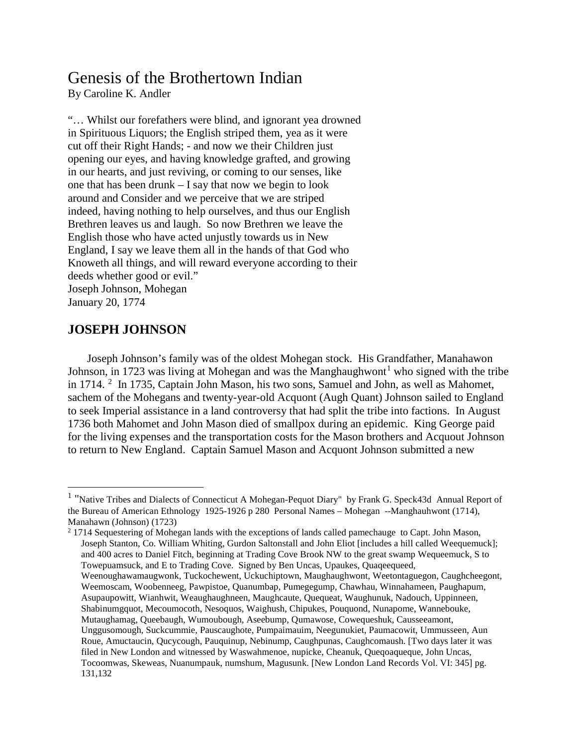# Genesis of the Brothertown Indian

By Caroline K. Andler

"… Whilst our forefathers were blind, and ignorant yea drowned in Spirituous Liquors; the English striped them, yea as it were cut off their Right Hands; - and now we their Children just opening our eyes, and having knowledge grafted, and growing in our hearts, and just reviving, or coming to our senses, like one that has been drunk – I say that now we begin to look around and Consider and we perceive that we are striped indeed, having nothing to help ourselves, and thus our English Brethren leaves us and laugh. So now Brethren we leave the English those who have acted unjustly towards us in New England, I say we leave them all in the hands of that God who Knoweth all things, and will reward everyone according to their deeds whether good or evil."
Joseph Johnson, Mohegan
January 20, 1774

## JOSEPH JOHNSON

Joseph Johnson's family was of the oldest Mohegan stock. His Grandfather, Manahawon Johnson, in 1723 was living at Mohegan and was the Manghaughwont[1] who signed with the tribe in 1714. [2] In 1735, Captain John Mason, his two sons, Samuel and John, as well as Mahomet, sachem of the Mohegans and twenty-year-old Acquont (Augh Quant) Johnson sailed to England to seek Imperial assistance in a land controversy that had split the tribe into factions. In August 1736 both Mahomet and John Mason died of smallpox during an epidemic. King George paid for the living expenses and the transportation costs for the Mason brothers and Acquout Johnson to return to New England. Captain Samuel Mason and Acquont Johnson submitted a new

---

[1] "Native Tribes and Dialects of Connecticut A Mohegan-Pequot Diary" by Frank G. Speck43d Annual Report of the Bureau of American Ethnology 1925-1926 p 280 Personal Names – Mohegan --Manghauhwont (1714), Manahawn (Johnson) (1723)

[2] 1714 Sequestering of Mohegan lands with the exceptions of lands called pamechauge to Capt. John Mason, Joseph Stanton, Co. William Whiting, Gurdon Saltonstall and John Eliot [includes a hill called Weequemuck]; and 400 acres to Daniel Fitch, beginning at Trading Cove Brook NW to the great swamp Wequeemuck, S to Towepuamsuck, and E to Trading Cove. Signed by Ben Uncas, Upaukes, Quaqeequeed, Weenoughawamaugwonk, Tuckochewent, Uckuchiptown, Maughaughwont, Weetontaguegon, Caughcheegont, Weemoscam, Woobenneeg, Pawpistoe, Quanumbap, Pumegegump, Chawhau, Winnahameen, Paughapum, Asupaupowitt, Wianhwit, Weaughaughneen, Maughcaute, Quequeat, Waughunuk, Nadouch, Uppinneen, Shabinumgquot, Mecoumocoth, Nesoquos, Waighush, Chipukes, Pouquond, Nunapome, Wannebouke, Mutaughamag, Queebaugh, Wumoubough, Aseebump, Qumawose, Cowequeshuk, Causseeamont, Unggusomough, Suckcummie, Pauscaughote, Pumpaimauim, Neegunukiet, Paumacowit, Ummusseen, Aun Roue, Amuctaucin, Qucycough, Pauquinup, Nebinump, Caughpunas, Caughcomaush. [Two days later it was filed in New London and witnessed by Waswahmenoe, nupicke, Cheanuk, Queqoaqueque, John Uncas, Tocoomwas, Skeweas, Nuanumpauk, numshum, Magusunk. [New London Land Records Vol. VI: 345] pg. 131,132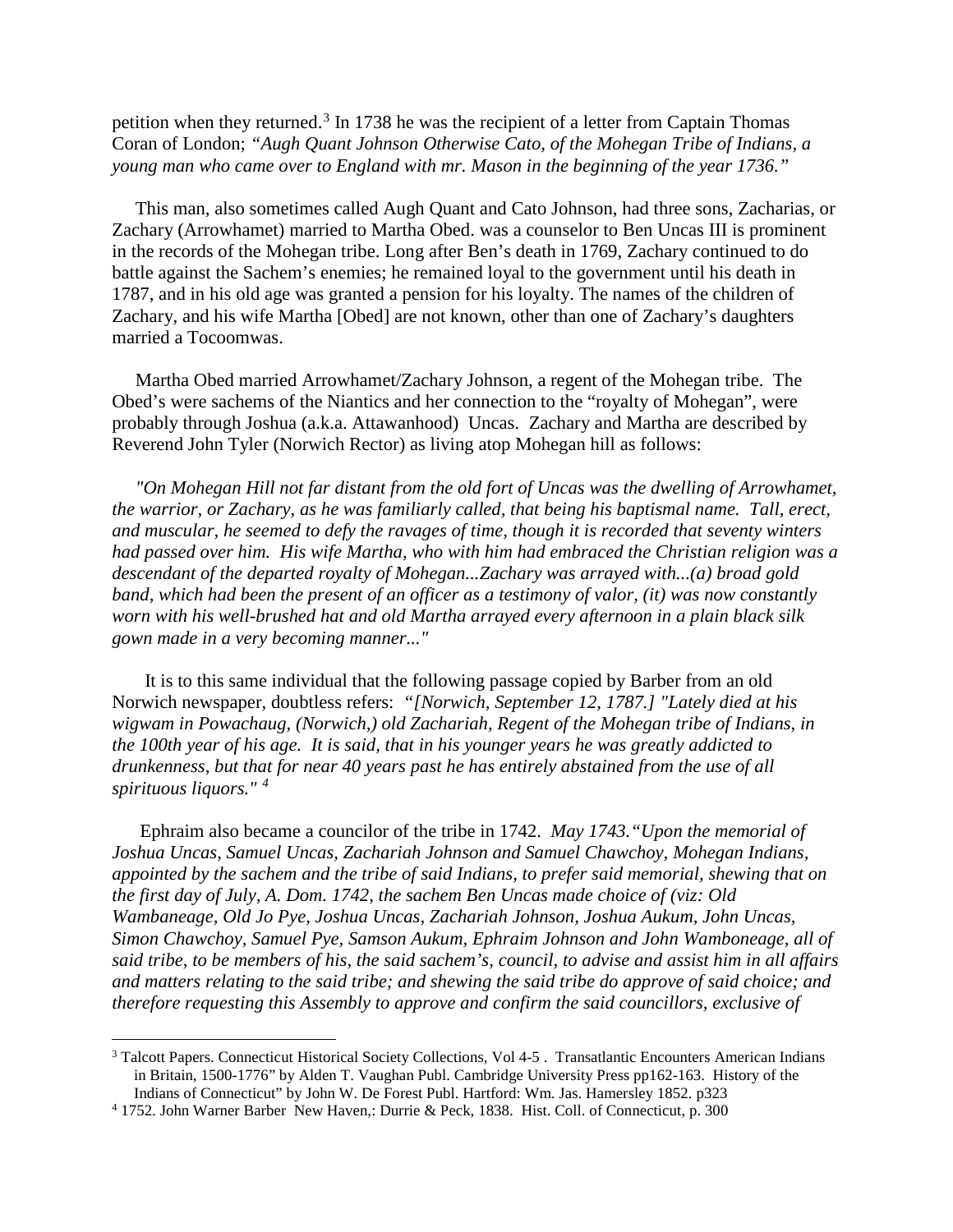petition when they returned.[3] In 1738 he was the recipient of a letter from Captain Thomas Coran of London; *"Augh Quant Johnson Otherwise Cato, of the Mohegan Tribe of Indians, a young man who came over to England with mr. Mason in the beginning of the year 1736."*

This man, also sometimes called Augh Quant and Cato Johnson, had three sons, Zacharias, or Zachary (Arrowhamet) married to Martha Obed. was a counselor to Ben Uncas III is prominent in the records of the Mohegan tribe. Long after Ben's death in 1769, Zachary continued to do battle against the Sachem's enemies; he remained loyal to the government until his death in 1787, and in his old age was granted a pension for his loyalty. The names of the children of Zachary, and his wife Martha [Obed] are not known, other than one of Zachary's daughters married a Tocoomwas.

Martha Obed married Arrowhamet/Zachary Johnson, a regent of the Mohegan tribe. The Obed's were sachems of the Niantics and her connection to the "royalty of Mohegan", were probably through Joshua (a.k.a. Attawanhood) Uncas. Zachary and Martha are described by Reverend John Tyler (Norwich Rector) as living atop Mohegan hill as follows:

*"On Mohegan Hill not far distant from the old fort of Uncas was the dwelling of Arrowhamet, the warrior, or Zachary, as he was familiarly called, that being his baptismal name. Tall, erect, and muscular, he seemed to defy the ravages of time, though it is recorded that seventy winters had passed over him. His wife Martha, who with him had embraced the Christian religion was a descendant of the departed royalty of Mohegan...Zachary was arrayed with...(a) broad gold band, which had been the present of an officer as a testimony of valor, (it) was now constantly worn with his well-brushed hat and old Martha arrayed every afternoon in a plain black silk gown made in a very becoming manner..."*

It is to this same individual that the following passage copied by Barber from an old Norwich newspaper, doubtless refers: *"[Norwich, September 12, 1787.] "Lately died at his wigwam in Powachaug, (Norwich,) old Zachariah, Regent of the Mohegan tribe of Indians, in the 100th year of his age. It is said, that in his younger years he was greatly addicted to drunkenness, but that for near 40 years past he has entirely abstained from the use of all spirituous liquors."* [4]

Ephraim also became a councilor of the tribe in 1742. *May 1743."Upon the memorial of Joshua Uncas, Samuel Uncas, Zachariah Johnson and Samuel Chawchoy, Mohegan Indians, appointed by the sachem and the tribe of said Indians, to prefer said memorial, shewing that on the first day of July, A. Dom. 1742, the sachem Ben Uncas made choice of (viz: Old Wambaneage, Old Jo Pye, Joshua Uncas, Zachariah Johnson, Joshua Aukum, John Uncas, Simon Chawchoy, Samuel Pye, Samson Aukum, Ephraim Johnson and John Wamboneage, all of said tribe, to be members of his, the said sachem's, council, to advise and assist him in all affairs and matters relating to the said tribe; and shewing the said tribe do approve of said choice; and therefore requesting this Assembly to approve and confirm the said councillors, exclusive of*

---

[3] Talcott Papers. Connecticut Historical Society Collections, Vol 4-5 . Transatlantic Encounters American Indians in Britain, 1500-1776" by Alden T. Vaughan Publ. Cambridge University Press pp162-163. History of the Indians of Connecticut" by John W. De Forest Publ. Hartford: Wm. Jas. Hamersley 1852. p323

[4] 1752. John Warner Barber New Haven,: Durrie & Peck, 1838. Hist. Coll. of Connecticut, p. 300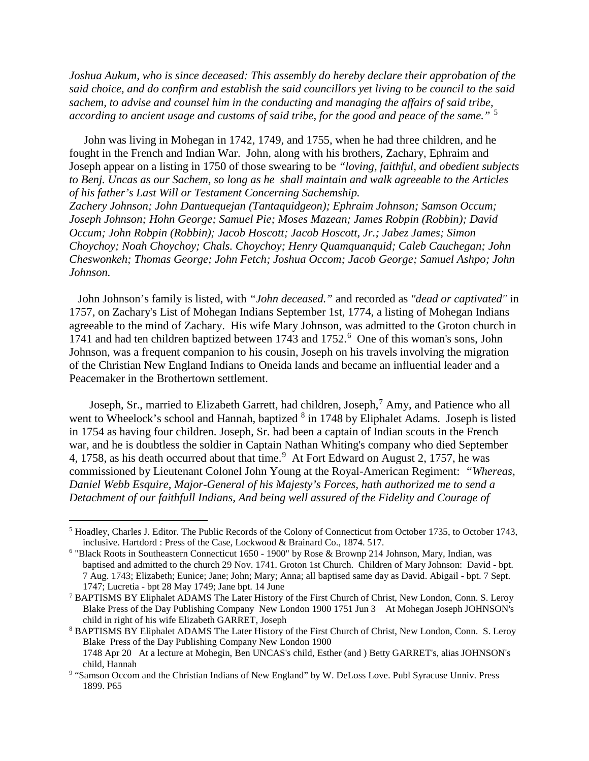*Joshua Aukum, who is since deceased: This assembly do hereby declare their approbation of the said choice, and do confirm and establish the said councillors yet living to be council to the said sachem, to advise and counsel him in the conducting and managing the affairs of said tribe, according to ancient usage and customs of said tribe, for the good and peace of the same."* [5]

John was living in Mohegan in 1742, 1749, and 1755, when he had three children, and he fought in the French and Indian War. John, along with his brothers, Zachary, Ephraim and Joseph appear on a listing in 1750 of those swearing to be *"loving, faithful, and obedient subjects to Benj. Uncas as our Sachem, so long as he shall maintain and walk agreeable to the Articles of his father's Last Will or Testament Concerning Sachemship.*
*Zachery Johnson; John Dantuequejan (Tantaquidgeon); Ephraim Johnson; Samson Occum; Joseph Johnson; Hohn George; Samuel Pie; Moses Mazean; James Robpin (Robbin); David Occum; John Robpin (Robbin); Jacob Hoscott; Jacob Hoscott, Jr.; Jabez James; Simon Choychoy; Noah Choychoy; Chals. Choychoy; Henry Quamquanquid; Caleb Cauchegan; John Cheswonkeh; Thomas George; John Fetch; Joshua Occom; Jacob George; Samuel Ashpo; John Johnson.*

John Johnson's family is listed, with *"John deceased."* and recorded as *"dead or captivated"* in 1757, on Zachary's List of Mohegan Indians September 1st, 1774, a listing of Mohegan Indians agreeable to the mind of Zachary. His wife Mary Johnson, was admitted to the Groton church in 1741 and had ten children baptized between 1743 and 1752.[6] One of this woman's sons, John Johnson, was a frequent companion to his cousin, Joseph on his travels involving the migration of the Christian New England Indians to Oneida lands and became an influential leader and a Peacemaker in the Brothertown settlement.

Joseph, Sr., married to Elizabeth Garrett, had children, Joseph,[7] Amy, and Patience who all went to Wheelock's school and Hannah, baptized [8] in 1748 by Eliphalet Adams. Joseph is listed in 1754 as having four children. Joseph, Sr. had been a captain of Indian scouts in the French war, and he is doubtless the soldier in Captain Nathan Whiting's company who died September 4, 1758, as his death occurred about that time.[9] At Fort Edward on August 2, 1757, he was commissioned by Lieutenant Colonel John Young at the Royal-American Regiment: *"Whereas, Daniel Webb Esquire, Major-General of his Majesty's Forces, hath authorized me to send a Detachment of our faithfull Indians, And being well assured of the Fidelity and Courage of*

---

[5] Hoadley, Charles J. Editor. The Public Records of the Colony of Connecticut from October 1735, to October 1743, inclusive. Hartdord : Press of the Case, Lockwood & Brainard Co., 1874. 517.

[6] "Black Roots in Southeastern Connecticut 1650 - 1900" by Rose & Brownp 214 Johnson, Mary, Indian, was baptised and admitted to the church 29 Nov. 1741. Groton 1st Church. Children of Mary Johnson: David - bpt. 7 Aug. 1743; Elizabeth; Eunice; Jane; John; Mary; Anna; all baptised same day as David. Abigail - bpt. 7 Sept. 1747; Lucretia - bpt 28 May 1749; Jane bpt. 14 June

[7] BAPTISMS BY Eliphalet ADAMS The Later History of the First Church of Christ, New London, Conn. S. Leroy Blake Press of the Day Publishing Company New London 1900 1751 Jun 3 At Mohegan Joseph JOHNSON's child in right of his wife Elizabeth GARRET, Joseph

[8] BAPTISMS BY Eliphalet ADAMS The Later History of the First Church of Christ, New London, Conn. S. Leroy Blake Press of the Day Publishing Company New London 1900
1748 Apr 20 At a lecture at Mohegin, Ben UNCAS's child, Esther (and ) Betty GARRET's, alias JOHNSON's child, Hannah

[9] "Samson Occom and the Christian Indians of New England" by W. DeLoss Love. Publ Syracuse Unniv. Press 1899. P65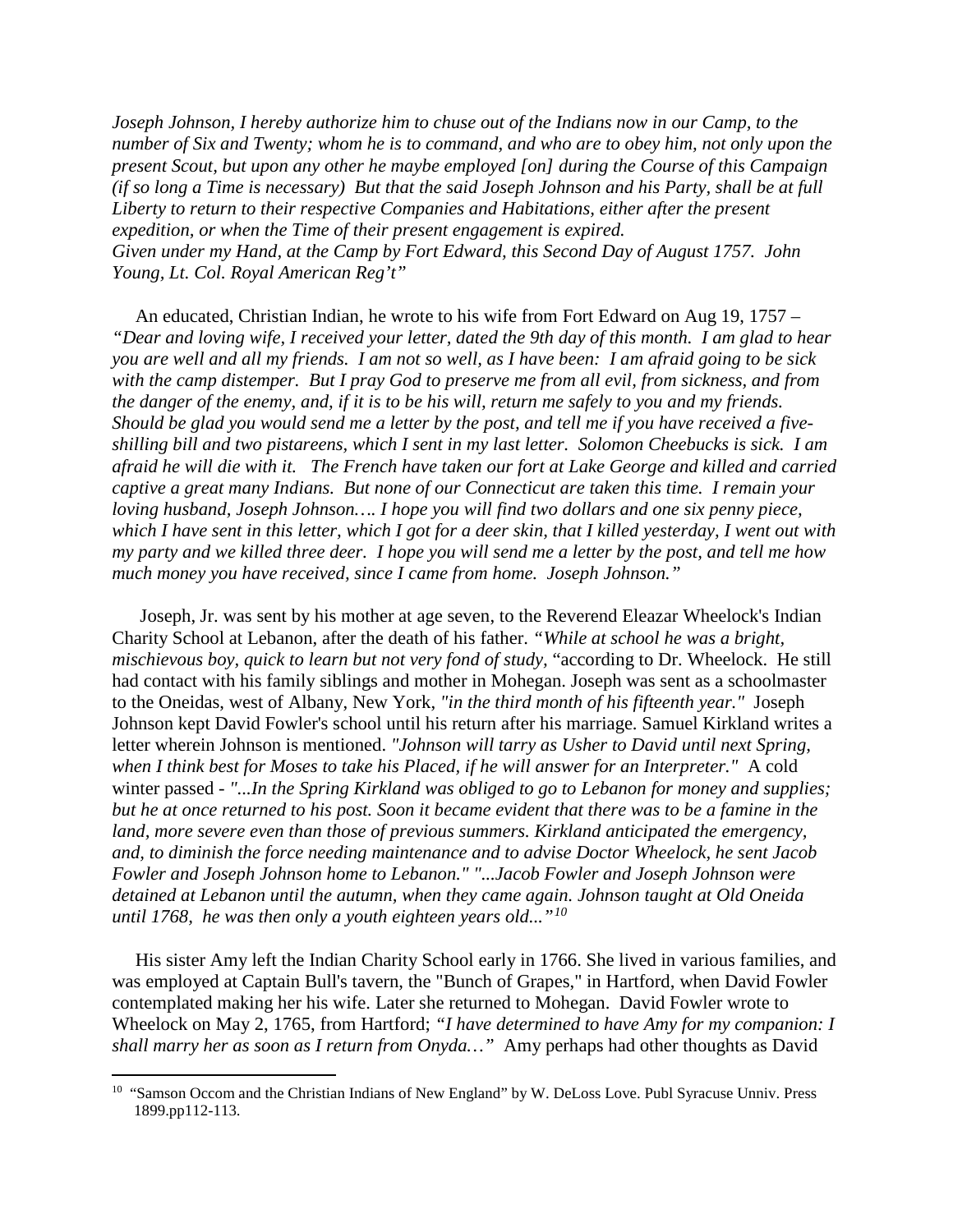*Joseph Johnson, I hereby authorize him to chuse out of the Indians now in our Camp, to the number of Six and Twenty; whom he is to command, and who are to obey him, not only upon the present Scout, but upon any other he maybe employed [on] during the Course of this Campaign (if so long a Time is necessary) But that the said Joseph Johnson and his Party, shall be at full Liberty to return to their respective Companies and Habitations, either after the present expedition, or when the Time of their present engagement is expired. Given under my Hand, at the Camp by Fort Edward, this Second Day of August 1757. John Young, Lt. Col. Royal American Reg't"*

An educated, Christian Indian, he wrote to his wife from Fort Edward on Aug 19, 1757 – *"Dear and loving wife, I received your letter, dated the 9th day of this month. I am glad to hear you are well and all my friends. I am not so well, as I have been: I am afraid going to be sick with the camp distemper. But I pray God to preserve me from all evil, from sickness, and from the danger of the enemy, and, if it is to be his will, return me safely to you and my friends. Should be glad you would send me a letter by the post, and tell me if you have received a five-shilling bill and two pistareens, which I sent in my last letter. Solomon Cheebucks is sick. I am afraid he will die with it. The French have taken our fort at Lake George and killed and carried captive a great many Indians. But none of our Connecticut are taken this time. I remain your loving husband, Joseph Johnson…. I hope you will find two dollars and one six penny piece, which I have sent in this letter, which I got for a deer skin, that I killed yesterday, I went out with my party and we killed three deer. I hope you will send me a letter by the post, and tell me how much money you have received, since I came from home. Joseph Johnson."*

Joseph, Jr. was sent by his mother at age seven, to the Reverend Eleazar Wheelock's Indian Charity School at Lebanon, after the death of his father. *"While at school he was a bright, mischievous boy, quick to learn but not very fond of study,* "according to Dr. Wheelock. He still had contact with his family siblings and mother in Mohegan. Joseph was sent as a schoolmaster to the Oneidas, west of Albany, New York, *"in the third month of his fifteenth year."* Joseph Johnson kept David Fowler's school until his return after his marriage. Samuel Kirkland writes a letter wherein Johnson is mentioned. *"Johnson will tarry as Usher to David until next Spring, when I think best for Moses to take his Placed, if he will answer for an Interpreter."* A cold winter passed - *"...In the Spring Kirkland was obliged to go to Lebanon for money and supplies; but he at once returned to his post. Soon it became evident that there was to be a famine in the land, more severe even than those of previous summers. Kirkland anticipated the emergency, and, to diminish the force needing maintenance and to advise Doctor Wheelock, he sent Jacob Fowler and Joseph Johnson home to Lebanon." "...Jacob Fowler and Joseph Johnson were detained at Lebanon until the autumn, when they came again. Johnson taught at Old Oneida until 1768, he was then only a youth eighteen years old..."*[10]

His sister Amy left the Indian Charity School early in 1766. She lived in various families, and was employed at Captain Bull's tavern, the "Bunch of Grapes," in Hartford, when David Fowler contemplated making her his wife. Later she returned to Mohegan. David Fowler wrote to Wheelock on May 2, 1765, from Hartford; *"I have determined to have Amy for my companion: I shall marry her as soon as I return from Onyda…"* Amy perhaps had other thoughts as David

---

[10] "Samson Occom and the Christian Indians of New England" by W. DeLoss Love. Publ Syracuse Unniv. Press 1899.pp112-113.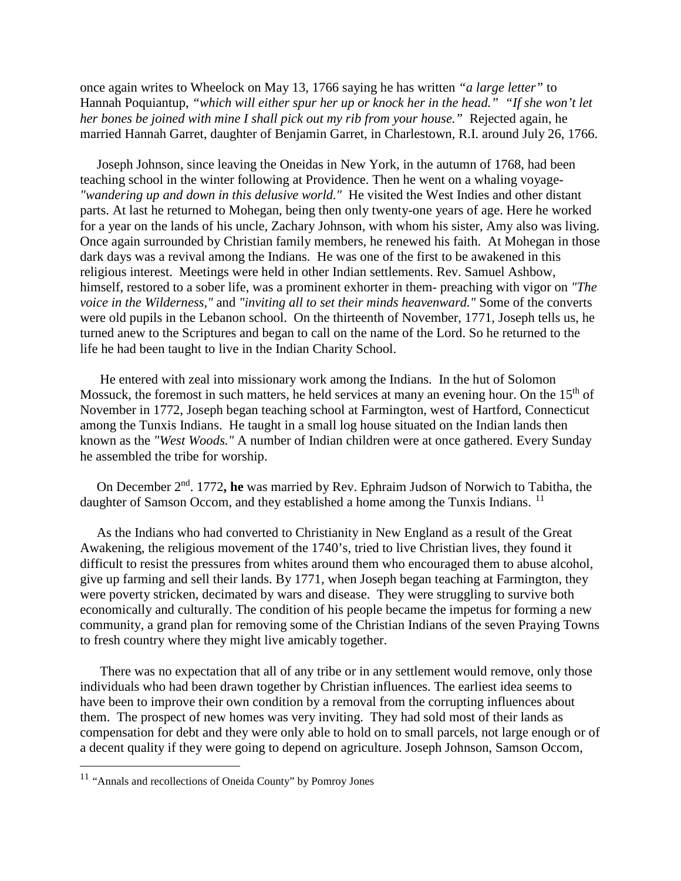once again writes to Wheelock on May 13, 1766 saying he has written *"a large letter"* to Hannah Poquiantup, *"which will either spur her up or knock her in the head." "If she won't let her bones be joined with mine I shall pick out my rib from your house."* Rejected again, he married Hannah Garret, daughter of Benjamin Garret, in Charlestown, R.I. around July 26, 1766.

Joseph Johnson, since leaving the Oneidas in New York, in the autumn of 1768, had been teaching school in the winter following at Providence. Then he went on a whaling voyage- *"wandering up and down in this delusive world."* He visited the West Indies and other distant parts. At last he returned to Mohegan, being then only twenty-one years of age. Here he worked for a year on the lands of his uncle, Zachary Johnson, with whom his sister, Amy also was living. Once again surrounded by Christian family members, he renewed his faith. At Mohegan in those dark days was a revival among the Indians. He was one of the first to be awakened in this religious interest. Meetings were held in other Indian settlements. Rev. Samuel Ashbow, himself, restored to a sober life, was a prominent exhorter in them- preaching with vigor on *"The voice in the Wilderness,"* and *"inviting all to set their minds heavenward."* Some of the converts were old pupils in the Lebanon school. On the thirteenth of November, 1771, Joseph tells us, he turned anew to the Scriptures and began to call on the name of the Lord. So he returned to the life he had been taught to live in the Indian Charity School.

He entered with zeal into missionary work among the Indians. In the hut of Solomon Mossuck, the foremost in such matters, he held services at many an evening hour. On the 15th of November in 1772, Joseph began teaching school at Farmington, west of Hartford, Connecticut among the Tunxis Indians. He taught in a small log house situated on the Indian lands then known as the *"West Woods."* A number of Indian children were at once gathered. Every Sunday he assembled the tribe for worship.

On December 2nd. 1772**, he** was married by Rev. Ephraim Judson of Norwich to Tabitha, the daughter of Samson Occom, and they established a home among the Tunxis Indians. [11]

As the Indians who had converted to Christianity in New England as a result of the Great Awakening, the religious movement of the 1740's, tried to live Christian lives, they found it difficult to resist the pressures from whites around them who encouraged them to abuse alcohol, give up farming and sell their lands. By 1771, when Joseph began teaching at Farmington, they were poverty stricken, decimated by wars and disease. They were struggling to survive both economically and culturally. The condition of his people became the impetus for forming a new community, a grand plan for removing some of the Christian Indians of the seven Praying Towns to fresh country where they might live amicably together.

There was no expectation that all of any tribe or in any settlement would remove, only those individuals who had been drawn together by Christian influences. The earliest idea seems to have been to improve their own condition by a removal from the corrupting influences about them. The prospect of new homes was very inviting. They had sold most of their lands as compensation for debt and they were only able to hold on to small parcels, not large enough or of a decent quality if they were going to depend on agriculture. Joseph Johnson, Samson Occom,

[11] "Annals and recollections of Oneida County" by Pomroy Jones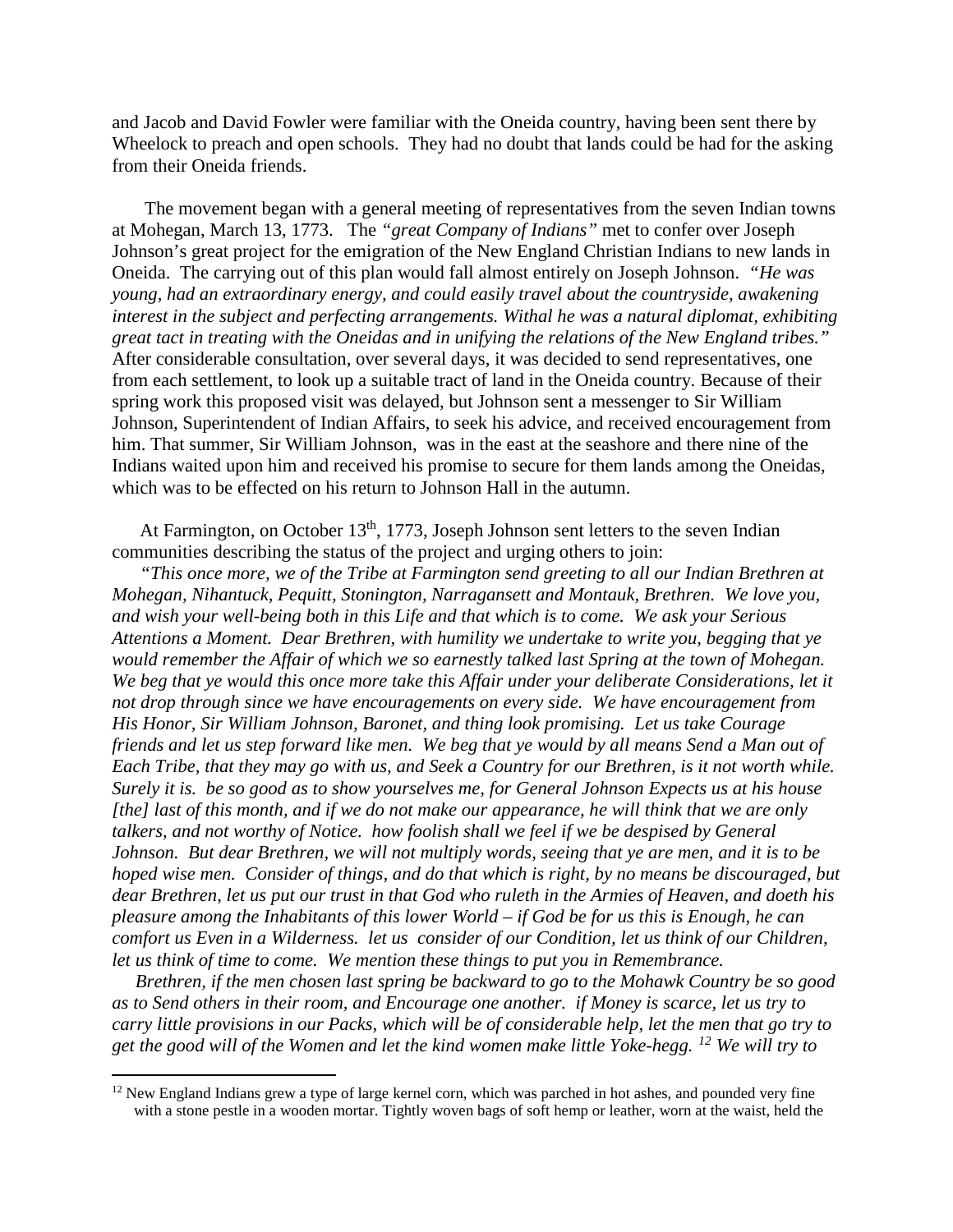and Jacob and David Fowler were familiar with the Oneida country, having been sent there by Wheelock to preach and open schools. They had no doubt that lands could be had for the asking from their Oneida friends.

The movement began with a general meeting of representatives from the seven Indian towns at Mohegan, March 13, 1773. The *"great Company of Indians"* met to confer over Joseph Johnson's great project for the emigration of the New England Christian Indians to new lands in Oneida. The carrying out of this plan would fall almost entirely on Joseph Johnson. *"He was young, had an extraordinary energy, and could easily travel about the countryside, awakening interest in the subject and perfecting arrangements. Withal he was a natural diplomat, exhibiting great tact in treating with the Oneidas and in unifying the relations of the New England tribes."* After considerable consultation, over several days, it was decided to send representatives, one from each settlement, to look up a suitable tract of land in the Oneida country. Because of their spring work this proposed visit was delayed, but Johnson sent a messenger to Sir William Johnson, Superintendent of Indian Affairs, to seek his advice, and received encouragement from him. That summer, Sir William Johnson, was in the east at the seashore and there nine of the Indians waited upon him and received his promise to secure for them lands among the Oneidas, which was to be effected on his return to Johnson Hall in the autumn.

At Farmington, on October 13th, 1773, Joseph Johnson sent letters to the seven Indian communities describing the status of the project and urging others to join:

*"This once more, we of the Tribe at Farmington send greeting to all our Indian Brethren at Mohegan, Nihantuck, Pequitt, Stonington, Narragansett and Montauk, Brethren. We love you, and wish your well-being both in this Life and that which is to come. We ask your Serious Attentions a Moment. Dear Brethren, with humility we undertake to write you, begging that ye would remember the Affair of which we so earnestly talked last Spring at the town of Mohegan. We beg that ye would this once more take this Affair under your deliberate Considerations, let it not drop through since we have encouragements on every side. We have encouragement from His Honor, Sir William Johnson, Baronet, and thing look promising. Let us take Courage friends and let us step forward like men. We beg that ye would by all means Send a Man out of Each Tribe, that they may go with us, and Seek a Country for our Brethren, is it not worth while. Surely it is. be so good as to show yourselves me, for General Johnson Expects us at his house [the] last of this month, and if we do not make our appearance, he will think that we are only talkers, and not worthy of Notice. how foolish shall we feel if we be despised by General Johnson. But dear Brethren, we will not multiply words, seeing that ye are men, and it is to be hoped wise men. Consider of things, and do that which is right, by no means be discouraged, but dear Brethren, let us put our trust in that God who ruleth in the Armies of Heaven, and doeth his pleasure among the Inhabitants of this lower World – if God be for us this is Enough, he can comfort us Even in a Wilderness. let us consider of our Condition, let us think of our Children, let us think of time to come. We mention these things to put you in Remembrance.*

*Brethren, if the men chosen last spring be backward to go to the Mohawk Country be so good as to Send others in their room, and Encourage one another. if Money is scarce, let us try to carry little provisions in our Packs, which will be of considerable help, let the men that go try to get the good will of the Women and let the kind women make little Yoke-hegg.* [12] *We will try to*

[12] New England Indians grew a type of large kernel corn, which was parched in hot ashes, and pounded very fine with a stone pestle in a wooden mortar. Tightly woven bags of soft hemp or leather, worn at the waist, held the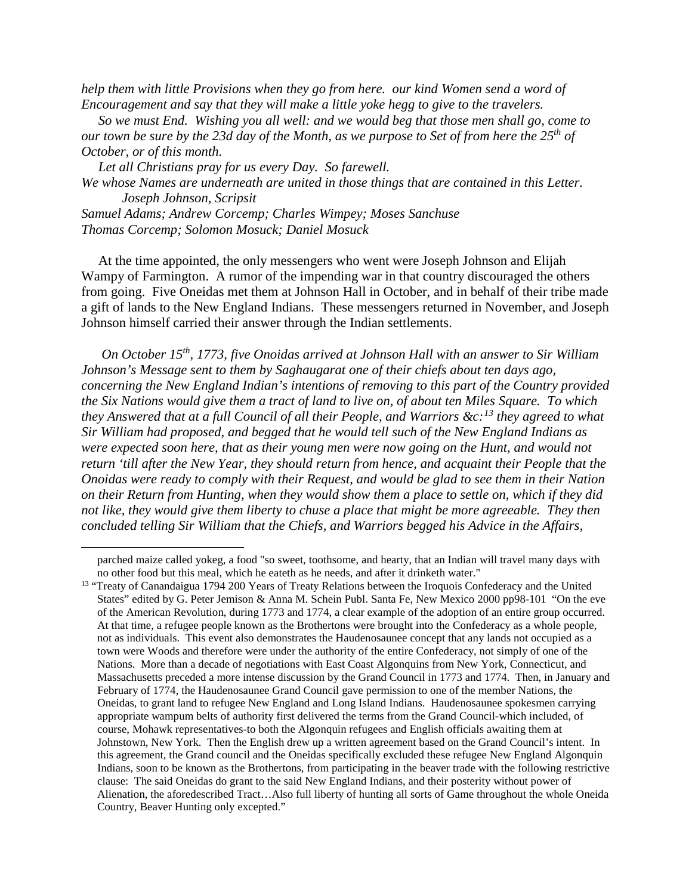*help them with little Provisions when they go from here. our kind Women send a word of Encouragement and say that they will make a little yoke hegg to give to the travelers.*

*So we must End. Wishing you all well: and we would beg that those men shall go, come to our town be sure by the 23d day of the Month, as we purpose to Set of from here the 25th of October, or of this month.*

*Let all Christians pray for us every Day. So farewell.*

*We whose Names are underneath are united in those things that are contained in this Letter.*

*Joseph Johnson, Scripsit*

*Samuel Adams; Andrew Corcemp; Charles Wimpey; Moses Sanchuse*

*Thomas Corcemp; Solomon Mosuck; Daniel Mosuck*

At the time appointed, the only messengers who went were Joseph Johnson and Elijah Wampy of Farmington. A rumor of the impending war in that country discouraged the others from going. Five Oneidas met them at Johnson Hall in October, and in behalf of their tribe made a gift of lands to the New England Indians. These messengers returned in November, and Joseph Johnson himself carried their answer through the Indian settlements.

*On October 15th, 1773, five Onoidas arrived at Johnson Hall with an answer to Sir William Johnson's Message sent to them by Saghaugarat one of their chiefs about ten days ago, concerning the New England Indian's intentions of removing to this part of the Country provided the Six Nations would give them a tract of land to live on, of about ten Miles Square. To which they Answered that at a full Council of all their People, and Warriors &c:[13] they agreed to what Sir William had proposed, and begged that he would tell such of the New England Indians as were expected soon here, that as their young men were now going on the Hunt, and would not return 'till after the New Year, they should return from hence, and acquaint their People that the Onoidas were ready to comply with their Request, and would be glad to see them in their Nation on their Return from Hunting, when they would show them a place to settle on, which if they did not like, they would give them liberty to chuse a place that might be more agreeable. They then concluded telling Sir William that the Chiefs, and Warriors begged his Advice in the Affairs,*

---

parched maize called yokeg, a food "so sweet, toothsome, and hearty, that an Indian will travel many days with no other food but this meal, which he eateth as he needs, and after it drinketh water."

[13] "Treaty of Canandaigua 1794 200 Years of Treaty Relations between the Iroquois Confederacy and the United States" edited by G. Peter Jemison & Anna M. Schein Publ. Santa Fe, New Mexico 2000 pp98-101 "On the eve of the American Revolution, during 1773 and 1774, a clear example of the adoption of an entire group occurred. At that time, a refugee people known as the Brothertons were brought into the Confederacy as a whole people, not as individuals. This event also demonstrates the Haudenosaunee concept that any lands not occupied as a town were Woods and therefore were under the authority of the entire Confederacy, not simply of one of the Nations. More than a decade of negotiations with East Coast Algonquins from New York, Connecticut, and Massachusetts preceded a more intense discussion by the Grand Council in 1773 and 1774. Then, in January and February of 1774, the Haudenosaunee Grand Council gave permission to one of the member Nations, the Oneidas, to grant land to refugee New England and Long Island Indians. Haudenosaunee spokesmen carrying appropriate wampum belts of authority first delivered the terms from the Grand Council-which included, of course, Mohawk representatives-to both the Algonquin refugees and English officials awaiting them at Johnstown, New York. Then the English drew up a written agreement based on the Grand Council's intent. In this agreement, the Grand council and the Oneidas specifically excluded these refugee New England Algonquin Indians, soon to be known as the Brothertons, from participating in the beaver trade with the following restrictive clause: The said Oneidas do grant to the said New England Indians, and their posterity without power of Alienation, the aforedescribed Tract…Also full liberty of hunting all sorts of Game throughout the whole Oneida Country, Beaver Hunting only excepted."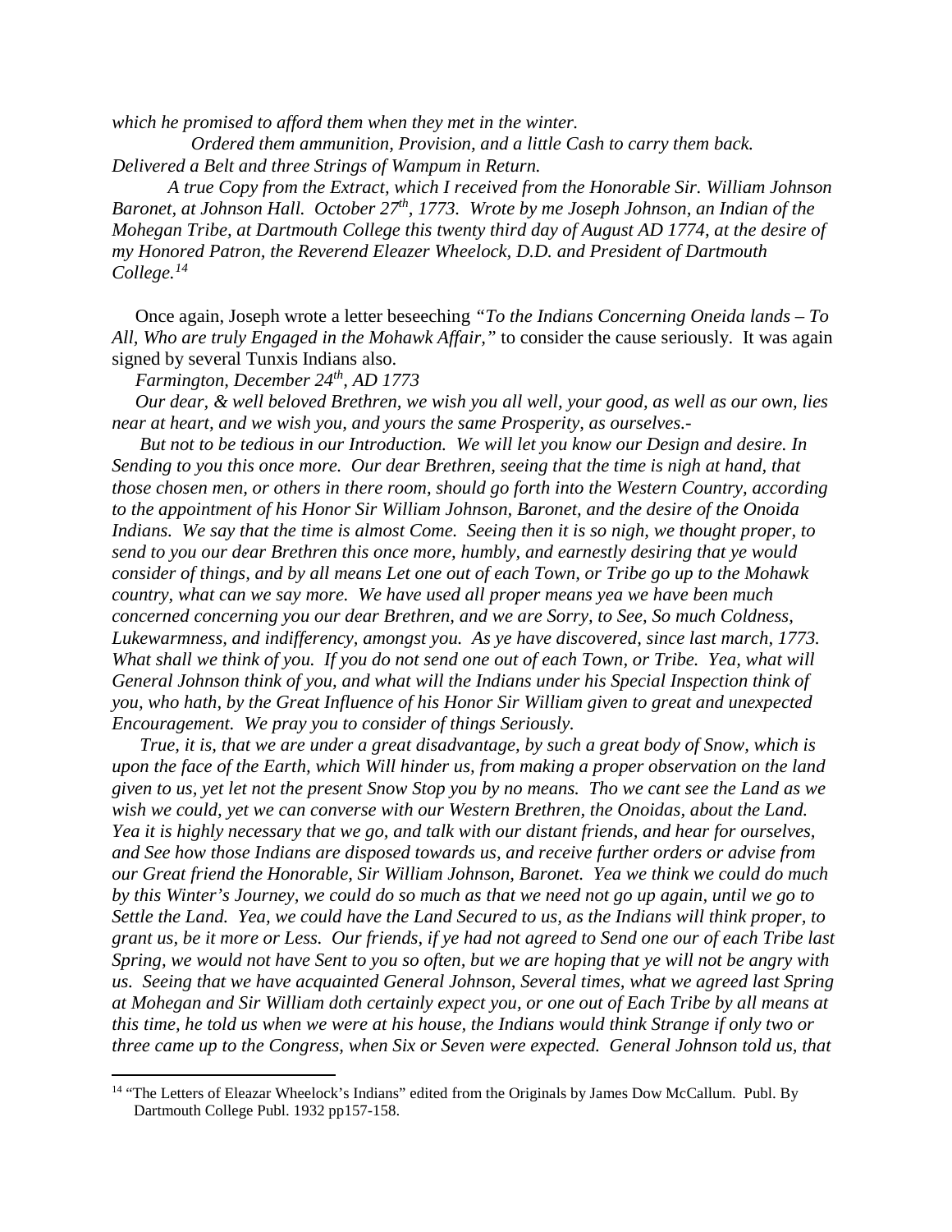*which he promised to afford them when they met in the winter.*

*Ordered them ammunition, Provision, and a little Cash to carry them back. Delivered a Belt and three Strings of Wampum in Return.*

*A true Copy from the Extract, which I received from the Honorable Sir. William Johnson Baronet, at Johnson Hall. October 27th, 1773. Wrote by me Joseph Johnson, an Indian of the Mohegan Tribe, at Dartmouth College this twenty third day of August AD 1774, at the desire of my Honored Patron, the Reverend Eleazer Wheelock, D.D. and President of Dartmouth College.*[14]

Once again, Joseph wrote a letter beseeching *"To the Indians Concerning Oneida lands – To All, Who are truly Engaged in the Mohawk Affair,"* to consider the cause seriously. It was again signed by several Tunxis Indians also.

*Farmington, December 24th, AD 1773*

*Our dear, & well beloved Brethren, we wish you all well, your good, as well as our own, lies near at heart, and we wish you, and yours the same Prosperity, as ourselves.-*

*But not to be tedious in our Introduction. We will let you know our Design and desire. In Sending to you this once more. Our dear Brethren, seeing that the time is nigh at hand, that those chosen men, or others in there room, should go forth into the Western Country, according to the appointment of his Honor Sir William Johnson, Baronet, and the desire of the Onoida Indians. We say that the time is almost Come. Seeing then it is so nigh, we thought proper, to send to you our dear Brethren this once more, humbly, and earnestly desiring that ye would consider of things, and by all means Let one out of each Town, or Tribe go up to the Mohawk country, what can we say more. We have used all proper means yea we have been much concerned concerning you our dear Brethren, and we are Sorry, to See, So much Coldness, Lukewarmness, and indifferency, amongst you. As ye have discovered, since last march, 1773. What shall we think of you. If you do not send one out of each Town, or Tribe. Yea, what will General Johnson think of you, and what will the Indians under his Special Inspection think of you, who hath, by the Great Influence of his Honor Sir William given to great and unexpected Encouragement. We pray you to consider of things Seriously.*

*True, it is, that we are under a great disadvantage, by such a great body of Snow, which is upon the face of the Earth, which Will hinder us, from making a proper observation on the land given to us, yet let not the present Snow Stop you by no means. Tho we cant see the Land as we wish we could, yet we can converse with our Western Brethren, the Onoidas, about the Land. Yea it is highly necessary that we go, and talk with our distant friends, and hear for ourselves, and See how those Indians are disposed towards us, and receive further orders or advise from our Great friend the Honorable, Sir William Johnson, Baronet. Yea we think we could do much by this Winter's Journey, we could do so much as that we need not go up again, until we go to Settle the Land. Yea, we could have the Land Secured to us, as the Indians will think proper, to grant us, be it more or Less. Our friends, if ye had not agreed to Send one our of each Tribe last Spring, we would not have Sent to you so often, but we are hoping that ye will not be angry with us. Seeing that we have acquainted General Johnson, Several times, what we agreed last Spring at Mohegan and Sir William doth certainly expect you, or one out of Each Tribe by all means at this time, he told us when we were at his house, the Indians would think Strange if only two or three came up to the Congress, when Six or Seven were expected. General Johnson told us, that*

[14] "The Letters of Eleazar Wheelock's Indians" edited from the Originals by James Dow McCallum. Publ. By Dartmouth College Publ. 1932 pp157-158.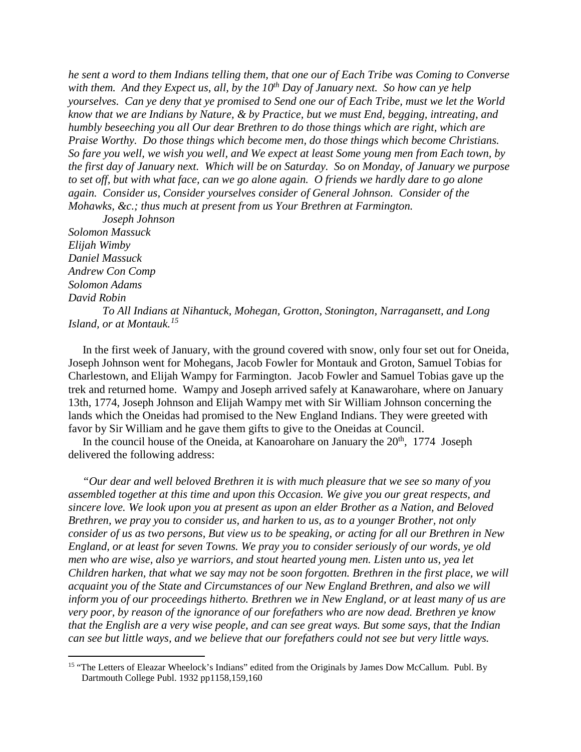*he sent a word to them Indians telling them, that one our of Each Tribe was Coming to Converse with them. And they Expect us, all, by the 10th Day of January next. So how can ye help yourselves. Can ye deny that ye promised to Send one our of Each Tribe, must we let the World know that we are Indians by Nature, & by Practice, but we must End, begging, intreating, and humbly beseeching you all Our dear Brethren to do those things which are right, which are Praise Worthy. Do those things which become men, do those things which become Christians. So fare you well, we wish you well, and We expect at least Some young men from Each town, by the first day of January next. Which will be on Saturday. So on Monday, of January we purpose to set off, but with what face, can we go alone again. O friends we hardly dare to go alone again. Consider us, Consider yourselves consider of General Johnson. Consider of the Mohawks, &c.; thus much at present from us Your Brethren at Farmington.*

*Joseph Johnson*
*Solomon Massuck*
*Elijah Wimby*
*Daniel Massuck*
*Andrew Con Comp*
*Solomon Adams*
*David Robin*

*To All Indians at Nihantuck, Mohegan, Grotton, Stonington, Narragansett, and Long Island, or at Montauk.*[15]

In the first week of January, with the ground covered with snow, only four set out for Oneida, Joseph Johnson went for Mohegans, Jacob Fowler for Montauk and Groton, Samuel Tobias for Charlestown, and Elijah Wampy for Farmington. Jacob Fowler and Samuel Tobias gave up the trek and returned home. Wampy and Joseph arrived safely at Kanawarohare, where on January 13th, 1774, Joseph Johnson and Elijah Wampy met with Sir William Johnson concerning the lands which the Oneidas had promised to the New England Indians. They were greeted with favor by Sir William and he gave them gifts to give to the Oneidas at Council.

In the council house of the Oneida, at Kanoarohare on January the 20th, 1774 Joseph delivered the following address:

*"Our dear and well beloved Brethren it is with much pleasure that we see so many of you assembled together at this time and upon this Occasion. We give you our great respects, and sincere love. We look upon you at present as upon an elder Brother as a Nation, and Beloved Brethren, we pray you to consider us, and harken to us, as to a younger Brother, not only consider of us as two persons, But view us to be speaking, or acting for all our Brethren in New England, or at least for seven Towns. We pray you to consider seriously of our words, ye old men who are wise, also ye warriors, and stout hearted young men. Listen unto us, yea let Children harken, that what we say may not be soon forgotten. Brethren in the first place, we will acquaint you of the State and Circumstances of our New England Brethren, and also we will inform you of our proceedings hitherto. Brethren we in New England, or at least many of us are very poor, by reason of the ignorance of our forefathers who are now dead. Brethren ye know that the English are a very wise people, and can see great ways. But some says, that the Indian can see but little ways, and we believe that our forefathers could not see but very little ways.*

---

[15] "The Letters of Eleazar Wheelock's Indians" edited from the Originals by James Dow McCallum. Publ. By Dartmouth College Publ. 1932 pp1158,159,160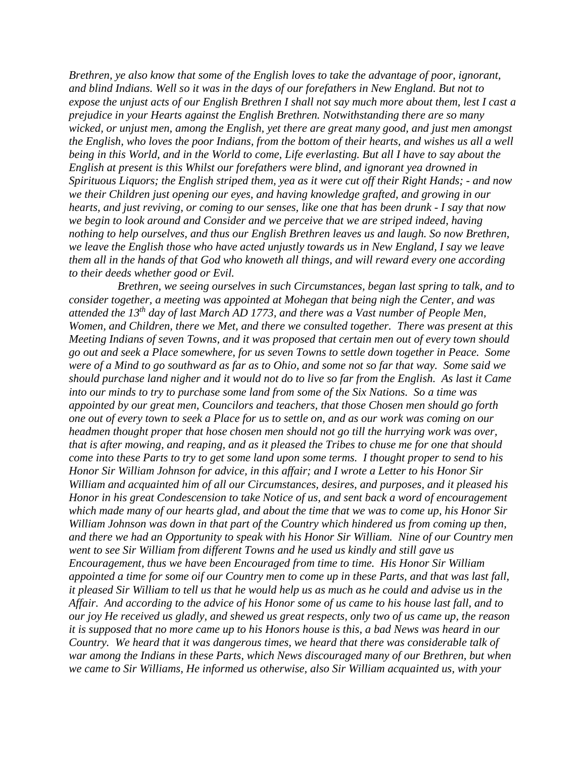*Brethren, ye also know that some of the English loves to take the advantage of poor, ignorant, and blind Indians. Well so it was in the days of our forefathers in New England. But not to expose the unjust acts of our English Brethren I shall not say much more about them, lest I cast a prejudice in your Hearts against the English Brethren. Notwithstanding there are so many wicked, or unjust men, among the English, yet there are great many good, and just men amongst the English, who loves the poor Indians, from the bottom of their hearts, and wishes us all a well being in this World, and in the World to come, Life everlasting. But all I have to say about the English at present is this Whilst our forefathers were blind, and ignorant yea drowned in Spirituous Liquors; the English striped them, yea as it were cut off their Right Hands; - and now we their Children just opening our eyes, and having knowledge grafted, and growing in our hearts, and just reviving, or coming to our senses, like one that has been drunk - I say that now we begin to look around and Consider and we perceive that we are striped indeed, having nothing to help ourselves, and thus our English Brethren leaves us and laugh. So now Brethren, we leave the English those who have acted unjustly towards us in New England, I say we leave them all in the hands of that God who knoweth all things, and will reward every one according to their deeds whether good or Evil.*

*Brethren, we seeing ourselves in such Circumstances, began last spring to talk, and to consider together, a meeting was appointed at Mohegan that being nigh the Center, and was attended the 13th day of last March AD 1773, and there was a Vast number of People Men, Women, and Children, there we Met, and there we consulted together. There was present at this Meeting Indians of seven Towns, and it was proposed that certain men out of every town should go out and seek a Place somewhere, for us seven Towns to settle down together in Peace. Some were of a Mind to go southward as far as to Ohio, and some not so far that way. Some said we should purchase land nigher and it would not do to live so far from the English. As last it Came into our minds to try to purchase some land from some of the Six Nations. So a time was appointed by our great men, Councilors and teachers, that those Chosen men should go forth one out of every town to seek a Place for us to settle on, and as our work was coming on our headmen thought proper that hose chosen men should not go till the hurrying work was over, that is after mowing, and reaping, and as it pleased the Tribes to chuse me for one that should come into these Parts to try to get some land upon some terms. I thought proper to send to his Honor Sir William Johnson for advice, in this affair; and I wrote a Letter to his Honor Sir William and acquainted him of all our Circumstances, desires, and purposes, and it pleased his Honor in his great Condescension to take Notice of us, and sent back a word of encouragement which made many of our hearts glad, and about the time that we was to come up, his Honor Sir William Johnson was down in that part of the Country which hindered us from coming up then, and there we had an Opportunity to speak with his Honor Sir William. Nine of our Country men went to see Sir William from different Towns and he used us kindly and still gave us Encouragement, thus we have been Encouraged from time to time. His Honor Sir William appointed a time for some oif our Country men to come up in these Parts, and that was last fall, it pleased Sir William to tell us that he would help us as much as he could and advise us in the Affair. And according to the advice of his Honor some of us came to his house last fall, and to our joy He received us gladly, and shewed us great respects, only two of us came up, the reason it is supposed that no more came up to his Honors house is this, a bad News was heard in our Country. We heard that it was dangerous times, we heard that there was considerable talk of war among the Indians in these Parts, which News discouraged many of our Brethren, but when we came to Sir Williams, He informed us otherwise, also Sir William acquainted us, with your*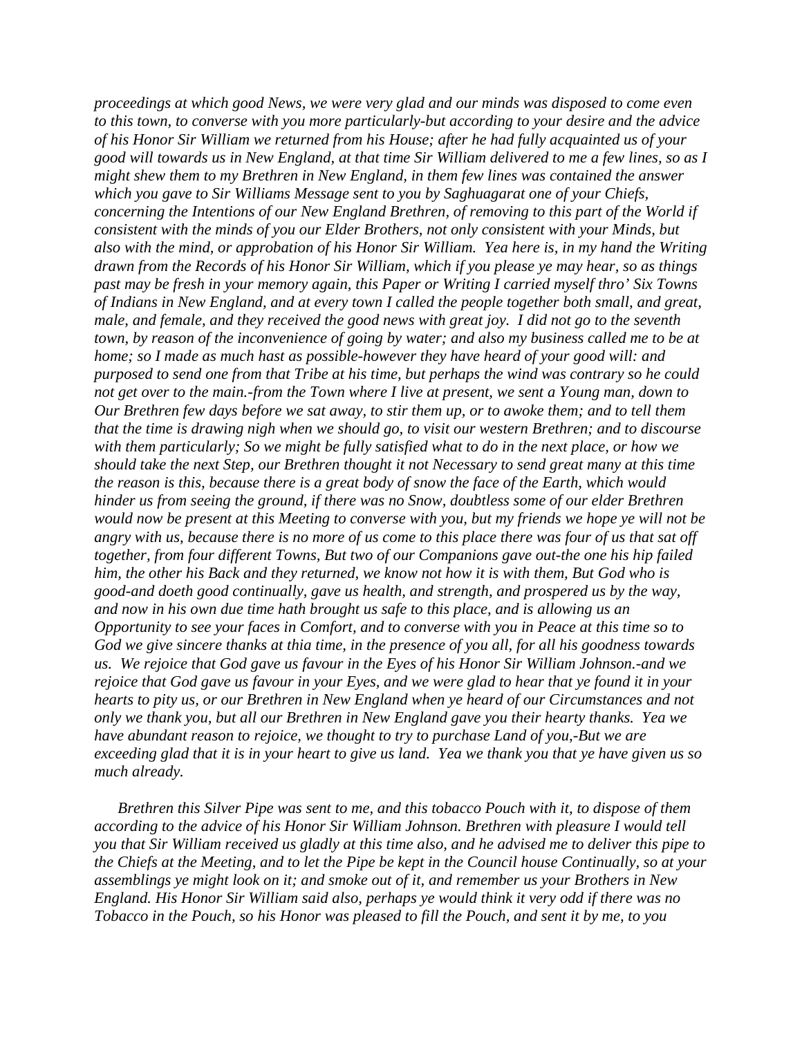*proceedings at which good News, we were very glad and our minds was disposed to come even to this town, to converse with you more particularly-but according to your desire and the advice of his Honor Sir William we returned from his House; after he had fully acquainted us of your good will towards us in New England, at that time Sir William delivered to me a few lines, so as I might shew them to my Brethren in New England, in them few lines was contained the answer which you gave to Sir Williams Message sent to you by Saghuagarat one of your Chiefs, concerning the Intentions of our New England Brethren, of removing to this part of the World if consistent with the minds of you our Elder Brothers, not only consistent with your Minds, but also with the mind, or approbation of his Honor Sir William. Yea here is, in my hand the Writing drawn from the Records of his Honor Sir William, which if you please ye may hear, so as things past may be fresh in your memory again, this Paper or Writing I carried myself thro' Six Towns of Indians in New England, and at every town I called the people together both small, and great, male, and female, and they received the good news with great joy. I did not go to the seventh town, by reason of the inconvenience of going by water; and also my business called me to be at home; so I made as much hast as possible-however they have heard of your good will: and purposed to send one from that Tribe at his time, but perhaps the wind was contrary so he could not get over to the main.-from the Town where I live at present, we sent a Young man, down to Our Brethren few days before we sat away, to stir them up, or to awoke them; and to tell them that the time is drawing nigh when we should go, to visit our western Brethren; and to discourse with them particularly; So we might be fully satisfied what to do in the next place, or how we should take the next Step, our Brethren thought it not Necessary to send great many at this time the reason is this, because there is a great body of snow the face of the Earth, which would hinder us from seeing the ground, if there was no Snow, doubtless some of our elder Brethren would now be present at this Meeting to converse with you, but my friends we hope ye will not be angry with us, because there is no more of us come to this place there was four of us that sat off together, from four different Towns, But two of our Companions gave out-the one his hip failed him, the other his Back and they returned, we know not how it is with them, But God who is good-and doeth good continually, gave us health, and strength, and prospered us by the way, and now in his own due time hath brought us safe to this place, and is allowing us an Opportunity to see your faces in Comfort, and to converse with you in Peace at this time so to God we give sincere thanks at thia time, in the presence of you all, for all his goodness towards us. We rejoice that God gave us favour in the Eyes of his Honor Sir William Johnson.-and we rejoice that God gave us favour in your Eyes, and we were glad to hear that ye found it in your hearts to pity us, or our Brethren in New England when ye heard of our Circumstances and not only we thank you, but all our Brethren in New England gave you their hearty thanks. Yea we have abundant reason to rejoice, we thought to try to purchase Land of you,-But we are exceeding glad that it is in your heart to give us land. Yea we thank you that ye have given us so much already.*

*Brethren this Silver Pipe was sent to me, and this tobacco Pouch with it, to dispose of them according to the advice of his Honor Sir William Johnson. Brethren with pleasure I would tell you that Sir William received us gladly at this time also, and he advised me to deliver this pipe to the Chiefs at the Meeting, and to let the Pipe be kept in the Council house Continually, so at your assemblings ye might look on it; and smoke out of it, and remember us your Brothers in New England. His Honor Sir William said also, perhaps ye would think it very odd if there was no Tobacco in the Pouch, so his Honor was pleased to fill the Pouch, and sent it by me, to you*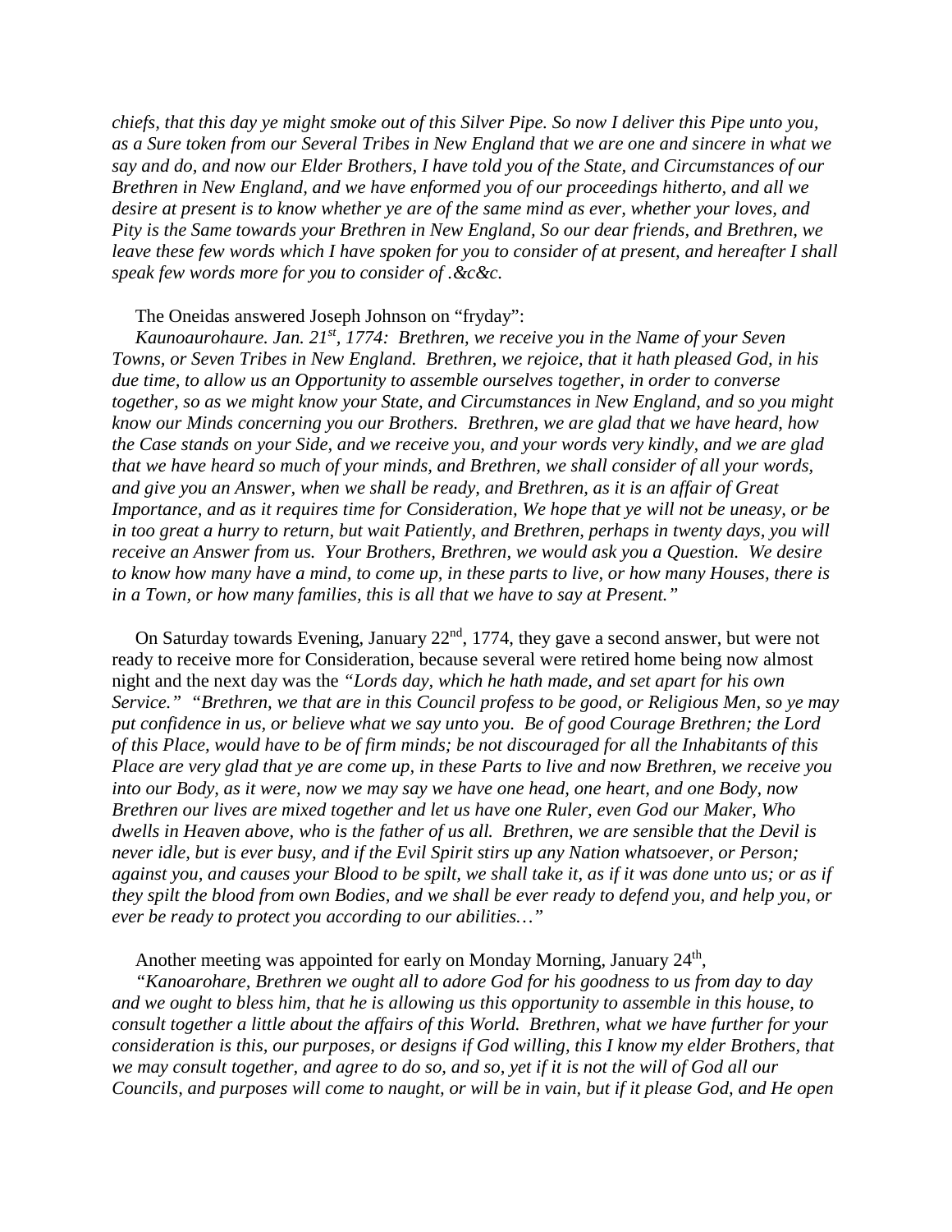*chiefs, that this day ye might smoke out of this Silver Pipe. So now I deliver this Pipe unto you, as a Sure token from our Several Tribes in New England that we are one and sincere in what we say and do, and now our Elder Brothers, I have told you of the State, and Circumstances of our Brethren in New England, and we have enformed you of our proceedings hitherto, and all we desire at present is to know whether ye are of the same mind as ever, whether your loves, and Pity is the Same towards your Brethren in New England, So our dear friends, and Brethren, we leave these few words which I have spoken for you to consider of at present, and hereafter I shall speak few words more for you to consider of .&c&c.*

The Oneidas answered Joseph Johnson on "fryday":

*Kaunoaurohaure. Jan. 21st, 1774: Brethren, we receive you in the Name of your Seven Towns, or Seven Tribes in New England. Brethren, we rejoice, that it hath pleased God, in his due time, to allow us an Opportunity to assemble ourselves together, in order to converse together, so as we might know your State, and Circumstances in New England, and so you might know our Minds concerning you our Brothers. Brethren, we are glad that we have heard, how the Case stands on your Side, and we receive you, and your words very kindly, and we are glad that we have heard so much of your minds, and Brethren, we shall consider of all your words, and give you an Answer, when we shall be ready, and Brethren, as it is an affair of Great Importance, and as it requires time for Consideration, We hope that ye will not be uneasy, or be in too great a hurry to return, but wait Patiently, and Brethren, perhaps in twenty days, you will receive an Answer from us. Your Brothers, Brethren, we would ask you a Question. We desire to know how many have a mind, to come up, in these parts to live, or how many Houses, there is in a Town, or how many families, this is all that we have to say at Present."*

On Saturday towards Evening, January 22nd, 1774, they gave a second answer, but were not ready to receive more for Consideration, because several were retired home being now almost night and the next day was the *"Lords day, which he hath made, and set apart for his own Service." "Brethren, we that are in this Council profess to be good, or Religious Men, so ye may put confidence in us, or believe what we say unto you. Be of good Courage Brethren; the Lord of this Place, would have to be of firm minds; be not discouraged for all the Inhabitants of this Place are very glad that ye are come up, in these Parts to live and now Brethren, we receive you into our Body, as it were, now we may say we have one head, one heart, and one Body, now Brethren our lives are mixed together and let us have one Ruler, even God our Maker, Who dwells in Heaven above, who is the father of us all. Brethren, we are sensible that the Devil is never idle, but is ever busy, and if the Evil Spirit stirs up any Nation whatsoever, or Person; against you, and causes your Blood to be spilt, we shall take it, as if it was done unto us; or as if they spilt the blood from own Bodies, and we shall be ever ready to defend you, and help you, or ever be ready to protect you according to our abilities…"*

Another meeting was appointed for early on Monday Morning, January 24th,

*"Kanoarohare, Brethren we ought all to adore God for his goodness to us from day to day and we ought to bless him, that he is allowing us this opportunity to assemble in this house, to consult together a little about the affairs of this World. Brethren, what we have further for your consideration is this, our purposes, or designs if God willing, this I know my elder Brothers, that we may consult together, and agree to do so, and so, yet if it is not the will of God all our Councils, and purposes will come to naught, or will be in vain, but if it please God, and He open*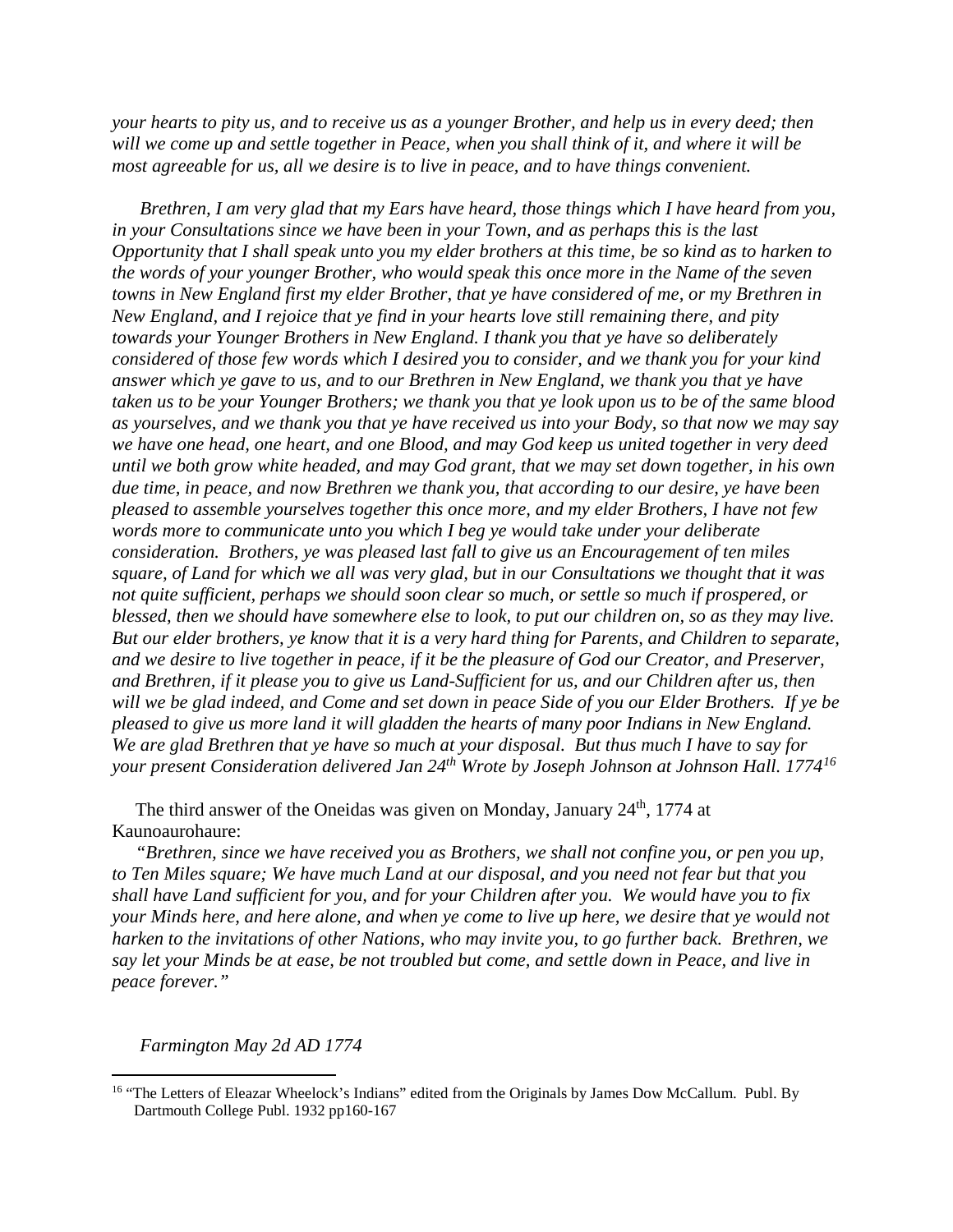*your hearts to pity us, and to receive us as a younger Brother, and help us in every deed; then will we come up and settle together in Peace, when you shall think of it, and where it will be most agreeable for us, all we desire is to live in peace, and to have things convenient.*

*Brethren, I am very glad that my Ears have heard, those things which I have heard from you, in your Consultations since we have been in your Town, and as perhaps this is the last Opportunity that I shall speak unto you my elder brothers at this time, be so kind as to harken to the words of your younger Brother, who would speak this once more in the Name of the seven towns in New England first my elder Brother, that ye have considered of me, or my Brethren in New England, and I rejoice that ye find in your hearts love still remaining there, and pity towards your Younger Brothers in New England. I thank you that ye have so deliberately considered of those few words which I desired you to consider, and we thank you for your kind answer which ye gave to us, and to our Brethren in New England, we thank you that ye have taken us to be your Younger Brothers; we thank you that ye look upon us to be of the same blood as yourselves, and we thank you that ye have received us into your Body, so that now we may say we have one head, one heart, and one Blood, and may God keep us united together in very deed until we both grow white headed, and may God grant, that we may set down together, in his own due time, in peace, and now Brethren we thank you, that according to our desire, ye have been pleased to assemble yourselves together this once more, and my elder Brothers, I have not few words more to communicate unto you which I beg ye would take under your deliberate consideration. Brothers, ye was pleased last fall to give us an Encouragement of ten miles square, of Land for which we all was very glad, but in our Consultations we thought that it was not quite sufficient, perhaps we should soon clear so much, or settle so much if prospered, or blessed, then we should have somewhere else to look, to put our children on, so as they may live. But our elder brothers, ye know that it is a very hard thing for Parents, and Children to separate, and we desire to live together in peace, if it be the pleasure of God our Creator, and Preserver, and Brethren, if it please you to give us Land-Sufficient for us, and our Children after us, then will we be glad indeed, and Come and set down in peace Side of you our Elder Brothers. If ye be pleased to give us more land it will gladden the hearts of many poor Indians in New England. We are glad Brethren that ye have so much at your disposal. But thus much I have to say for your present Consideration delivered Jan 24th Wrote by Joseph Johnson at Johnson Hall. 1774*[16]

The third answer of the Oneidas was given on Monday, January 24th, 1774 at Kaunoaurohaure:

*"Brethren, since we have received you as Brothers, we shall not confine you, or pen you up, to Ten Miles square; We have much Land at our disposal, and you need not fear but that you shall have Land sufficient for you, and for your Children after you. We would have you to fix your Minds here, and here alone, and when ye come to live up here, we desire that ye would not harken to the invitations of other Nations, who may invite you, to go further back. Brethren, we say let your Minds be at ease, be not troubled but come, and settle down in Peace, and live in peace forever."*

*Farmington May 2d AD 1774*

---

[16] "The Letters of Eleazar Wheelock's Indians" edited from the Originals by James Dow McCallum. Publ. By Dartmouth College Publ. 1932 pp160-167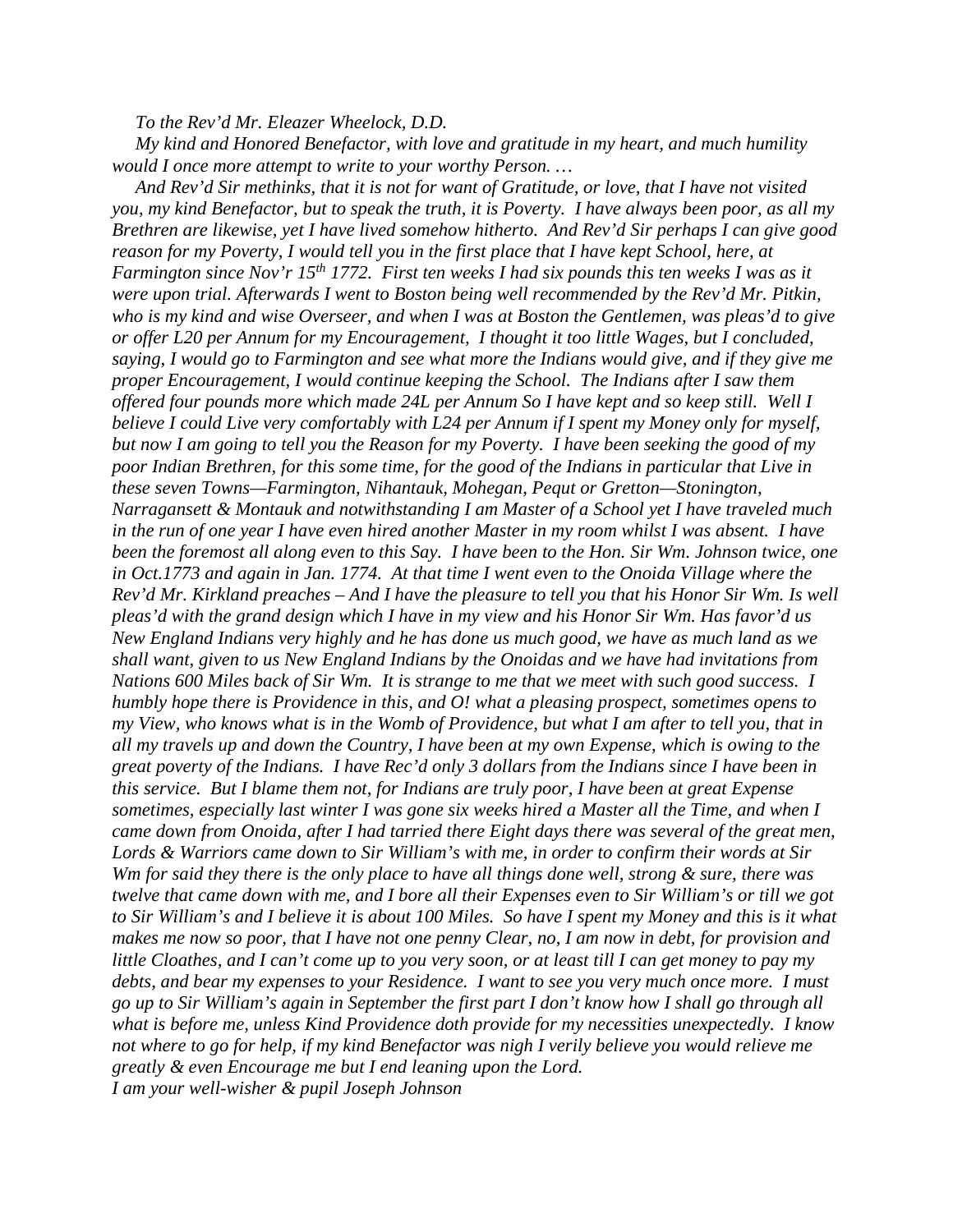*To the Rev'd Mr. Eleazer Wheelock, D.D.*

*My kind and Honored Benefactor, with love and gratitude in my heart, and much humility would I once more attempt to write to your worthy Person. …*

*And Rev'd Sir methinks, that it is not for want of Gratitude, or love, that I have not visited you, my kind Benefactor, but to speak the truth, it is Poverty. I have always been poor, as all my Brethren are likewise, yet I have lived somehow hitherto. And Rev'd Sir perhaps I can give good reason for my Poverty, I would tell you in the first place that I have kept School, here, at Farmington since Nov'r 15th 1772. First ten weeks I had six pounds this ten weeks I was as it were upon trial. Afterwards I went to Boston being well recommended by the Rev'd Mr. Pitkin, who is my kind and wise Overseer, and when I was at Boston the Gentlemen, was pleas'd to give or offer L20 per Annum for my Encouragement, I thought it too little Wages, but I concluded, saying, I would go to Farmington and see what more the Indians would give, and if they give me proper Encouragement, I would continue keeping the School. The Indians after I saw them offered four pounds more which made 24L per Annum So I have kept and so keep still. Well I believe I could Live very comfortably with L24 per Annum if I spent my Money only for myself, but now I am going to tell you the Reason for my Poverty. I have been seeking the good of my poor Indian Brethren, for this some time, for the good of the Indians in particular that Live in these seven Towns—Farmington, Nihantauk, Mohegan, Pequt or Gretton—Stonington, Narragansett & Montauk and notwithstanding I am Master of a School yet I have traveled much in the run of one year I have even hired another Master in my room whilst I was absent. I have been the foremost all along even to this Say. I have been to the Hon. Sir Wm. Johnson twice, one in Oct.1773 and again in Jan. 1774. At that time I went even to the Onoida Village where the Rev'd Mr. Kirkland preaches – And I have the pleasure to tell you that his Honor Sir Wm. Is well pleas'd with the grand design which I have in my view and his Honor Sir Wm. Has favor'd us New England Indians very highly and he has done us much good, we have as much land as we shall want, given to us New England Indians by the Onoidas and we have had invitations from Nations 600 Miles back of Sir Wm. It is strange to me that we meet with such good success. I humbly hope there is Providence in this, and O! what a pleasing prospect, sometimes opens to my View, who knows what is in the Womb of Providence, but what I am after to tell you, that in all my travels up and down the Country, I have been at my own Expense, which is owing to the great poverty of the Indians. I have Rec'd only 3 dollars from the Indians since I have been in this service. But I blame them not, for Indians are truly poor, I have been at great Expense sometimes, especially last winter I was gone six weeks hired a Master all the Time, and when I came down from Onoida, after I had tarried there Eight days there was several of the great men, Lords & Warriors came down to Sir William's with me, in order to confirm their words at Sir Wm for said they there is the only place to have all things done well, strong & sure, there was twelve that came down with me, and I bore all their Expenses even to Sir William's or till we got to Sir William's and I believe it is about 100 Miles. So have I spent my Money and this is it what makes me now so poor, that I have not one penny Clear, no, I am now in debt, for provision and little Cloathes, and I can't come up to you very soon, or at least till I can get money to pay my debts, and bear my expenses to your Residence. I want to see you very much once more. I must go up to Sir William's again in September the first part I don't know how I shall go through all what is before me, unless Kind Providence doth provide for my necessities unexpectedly. I know not where to go for help, if my kind Benefactor was nigh I verily believe you would relieve me greatly & even Encourage me but I end leaning upon the Lord.*

*I am your well-wisher & pupil Joseph Johnson*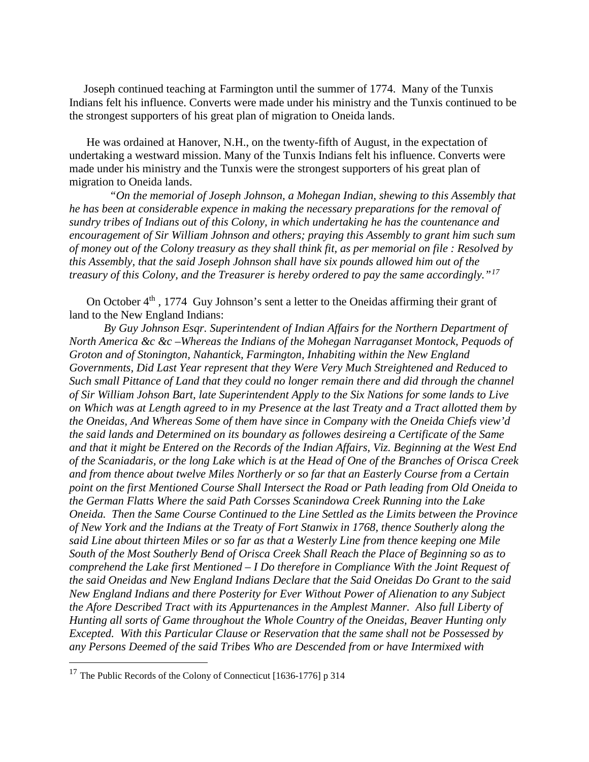Joseph continued teaching at Farmington until the summer of 1774. Many of the Tunxis Indians felt his influence. Converts were made under his ministry and the Tunxis continued to be the strongest supporters of his great plan of migration to Oneida lands.

He was ordained at Hanover, N.H., on the twenty-fifth of August, in the expectation of undertaking a westward mission. Many of the Tunxis Indians felt his influence. Converts were made under his ministry and the Tunxis were the strongest supporters of his great plan of migration to Oneida lands.

*"On the memorial of Joseph Johnson, a Mohegan Indian, shewing to this Assembly that he has been at considerable expence in making the necessary preparations for the removal of sundry tribes of Indians out of this Colony, in which undertaking he has the countenance and encouragement of Sir William Johnson and others; praying this Assembly to grant him such sum of money out of the Colony treasury as they shall think fit, as per memorial on file : Resolved by this Assembly, that the said Joseph Johnson shall have six pounds allowed him out of the treasury of this Colony, and the Treasurer is hereby ordered to pay the same accordingly."*[17]

On October 4th , 1774 Guy Johnson's sent a letter to the Oneidas affirming their grant of land to the New England Indians:

*By Guy Johnson Esqr. Superintendent of Indian Affairs for the Northern Department of North America &c &c –Whereas the Indians of the Mohegan Narraganset Montock, Pequods of Groton and of Stonington, Nahantick, Farmington, Inhabiting within the New England Governments, Did Last Year represent that they Were Very Much Streightened and Reduced to Such small Pittance of Land that they could no longer remain there and did through the channel of Sir William Johson Bart, late Superintendent Apply to the Six Nations for some lands to Live on Which was at Length agreed to in my Presence at the last Treaty and a Tract allotted them by the Oneidas, And Whereas Some of them have since in Company with the Oneida Chiefs view'd the said lands and Determined on its boundary as followes desireing a Certificate of the Same and that it might be Entered on the Records of the Indian Affairs, Viz. Beginning at the West End of the Scaniadaris, or the long Lake which is at the Head of One of the Branches of Orisca Creek and from thence about twelve Miles Northerly or so far that an Easterly Course from a Certain point on the first Mentioned Course Shall Intersect the Road or Path leading from Old Oneida to the German Flatts Where the said Path Corsses Scanindowa Creek Running into the Lake Oneida. Then the Same Course Continued to the Line Settled as the Limits between the Province of New York and the Indians at the Treaty of Fort Stanwix in 1768, thence Southerly along the said Line about thirteen Miles or so far as that a Westerly Line from thence keeping one Mile South of the Most Southerly Bend of Orisca Creek Shall Reach the Place of Beginning so as to comprehend the Lake first Mentioned – I Do therefore in Compliance With the Joint Request of the said Oneidas and New England Indians Declare that the Said Oneidas Do Grant to the said New England Indians and there Posterity for Ever Without Power of Alienation to any Subject the Afore Described Tract with its Appurtenances in the Amplest Manner. Also full Liberty of Hunting all sorts of Game throughout the Whole Country of the Oneidas, Beaver Hunting only Excepted. With this Particular Clause or Reservation that the same shall not be Possessed by any Persons Deemed of the said Tribes Who are Descended from or have Intermixed with*

---

[17] The Public Records of the Colony of Connecticut [1636-1776] p 314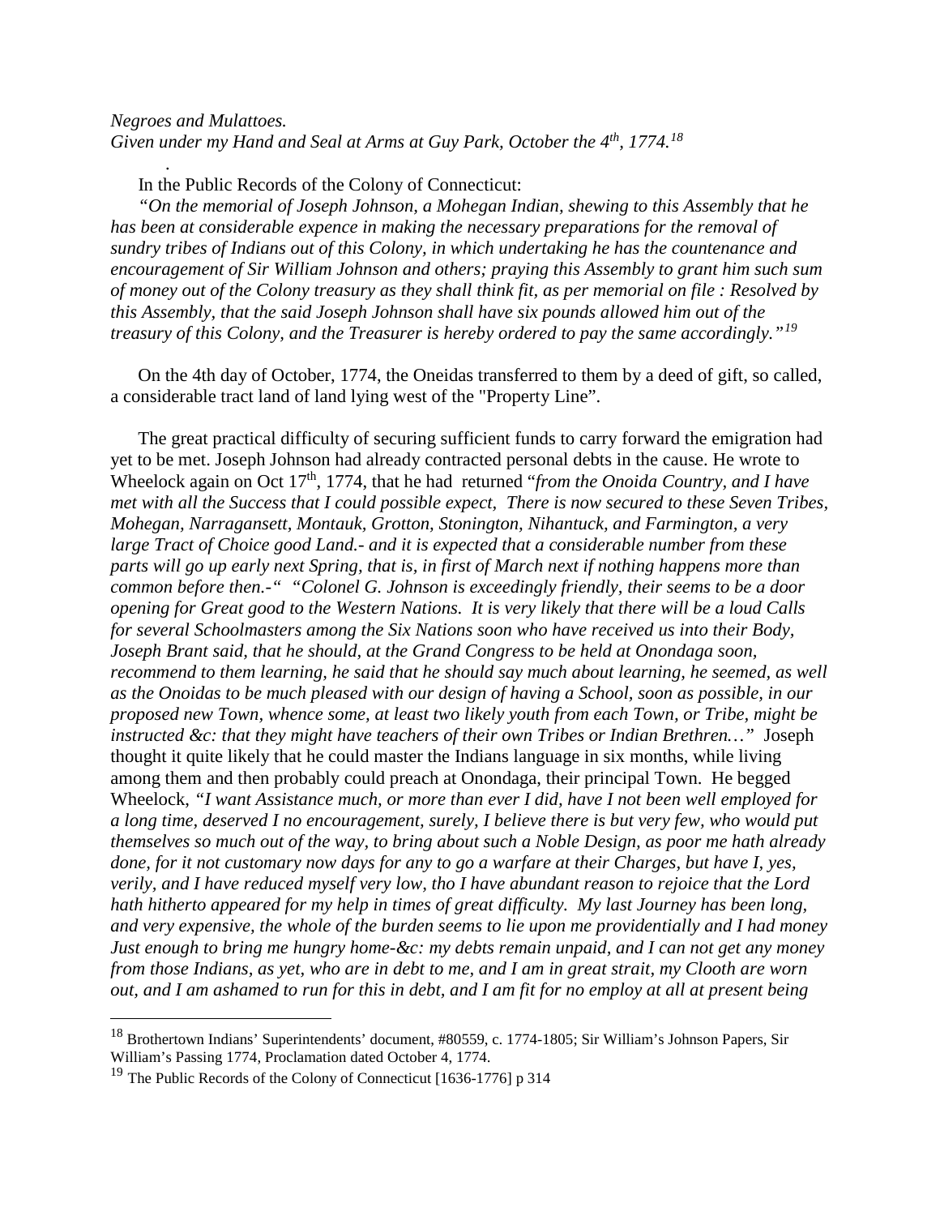*Negroes and Mulattoes.*
*Given under my Hand and Seal at Arms at Guy Park, October the 4th, 1774.*[18]

.

In the Public Records of the Colony of Connecticut:

*"On the memorial of Joseph Johnson, a Mohegan Indian, shewing to this Assembly that he has been at considerable expence in making the necessary preparations for the removal of sundry tribes of Indians out of this Colony, in which undertaking he has the countenance and encouragement of Sir William Johnson and others; praying this Assembly to grant him such sum of money out of the Colony treasury as they shall think fit, as per memorial on file : Resolved by this Assembly, that the said Joseph Johnson shall have six pounds allowed him out of the treasury of this Colony, and the Treasurer is hereby ordered to pay the same accordingly."*[19]

On the 4th day of October, 1774, the Oneidas transferred to them by a deed of gift, so called, a considerable tract land of land lying west of the "Property Line".

The great practical difficulty of securing sufficient funds to carry forward the emigration had yet to be met. Joseph Johnson had already contracted personal debts in the cause. He wrote to Wheelock again on Oct 17th, 1774, that he had returned "*from the Onoida Country, and I have met with all the Success that I could possible expect, There is now secured to these Seven Tribes, Mohegan, Narragansett, Montauk, Grotton, Stonington, Nihantuck, and Farmington, a very large Tract of Choice good Land.- and it is expected that a considerable number from these parts will go up early next Spring, that is, in first of March next if nothing happens more than common before then.-" "Colonel G. Johnson is exceedingly friendly, their seems to be a door opening for Great good to the Western Nations. It is very likely that there will be a loud Calls for several Schoolmasters among the Six Nations soon who have received us into their Body, Joseph Brant said, that he should, at the Grand Congress to be held at Onondaga soon, recommend to them learning, he said that he should say much about learning, he seemed, as well as the Onoidas to be much pleased with our design of having a School, soon as possible, in our proposed new Town, whence some, at least two likely youth from each Town, or Tribe, might be instructed &c: that they might have teachers of their own Tribes or Indian Brethren…"* Joseph thought it quite likely that he could master the Indians language in six months, while living among them and then probably could preach at Onondaga, their principal Town. He begged Wheelock, *"I want Assistance much, or more than ever I did, have I not been well employed for a long time, deserved I no encouragement, surely, I believe there is but very few, who would put themselves so much out of the way, to bring about such a Noble Design, as poor me hath already done, for it not customary now days for any to go a warfare at their Charges, but have I, yes, verily, and I have reduced myself very low, tho I have abundant reason to rejoice that the Lord hath hitherto appeared for my help in times of great difficulty. My last Journey has been long, and very expensive, the whole of the burden seems to lie upon me providentially and I had money Just enough to bring me hungry home-&c: my debts remain unpaid, and I can not get any money from those Indians, as yet, who are in debt to me, and I am in great strait, my Clooth are worn out, and I am ashamed to run for this in debt, and I am fit for no employ at all at present being*

---

[18] Brothertown Indians' Superintendents' document, #80559, c. 1774-1805; Sir William's Johnson Papers, Sir William's Passing 1774, Proclamation dated October 4, 1774.

[19] The Public Records of the Colony of Connecticut [1636-1776] p 314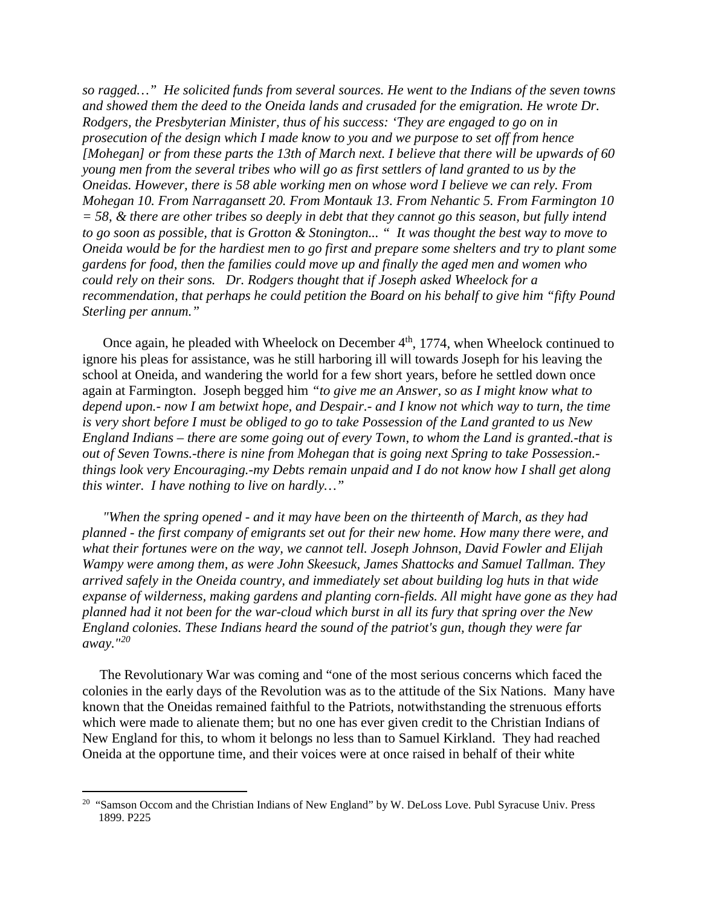*so ragged…" He solicited funds from several sources. He went to the Indians of the seven towns and showed them the deed to the Oneida lands and crusaded for the emigration. He wrote Dr. Rodgers, the Presbyterian Minister, thus of his success: 'They are engaged to go on in prosecution of the design which I made know to you and we purpose to set off from hence [Mohegan] or from these parts the 13th of March next. I believe that there will be upwards of 60 young men from the several tribes who will go as first settlers of land granted to us by the Oneidas. However, there is 58 able working men on whose word I believe we can rely. From Mohegan 10. From Narragansett 20. From Montauk 13. From Nehantic 5. From Farmington 10 = 58, & there are other tribes so deeply in debt that they cannot go this season, but fully intend to go soon as possible, that is Grotton & Stonington... " It was thought the best way to move to Oneida would be for the hardiest men to go first and prepare some shelters and try to plant some gardens for food, then the families could move up and finally the aged men and women who could rely on their sons. Dr. Rodgers thought that if Joseph asked Wheelock for a recommendation, that perhaps he could petition the Board on his behalf to give him "fifty Pound Sterling per annum."*

Once again, he pleaded with Wheelock on December 4th, 1774, when Wheelock continued to ignore his pleas for assistance, was he still harboring ill will towards Joseph for his leaving the school at Oneida, and wandering the world for a few short years, before he settled down once again at Farmington. Joseph begged him *"to give me an Answer, so as I might know what to depend upon.- now I am betwixt hope, and Despair.- and I know not which way to turn, the time is very short before I must be obliged to go to take Possession of the Land granted to us New England Indians – there are some going out of every Town, to whom the Land is granted.-that is out of Seven Towns.-there is nine from Mohegan that is going next Spring to take Possession.-things look very Encouraging.-my Debts remain unpaid and I do not know how I shall get along this winter. I have nothing to live on hardly…"*

*"When the spring opened - and it may have been on the thirteenth of March, as they had planned - the first company of emigrants set out for their new home. How many there were, and what their fortunes were on the way, we cannot tell. Joseph Johnson, David Fowler and Elijah Wampy were among them, as were John Skeesuck, James Shattocks and Samuel Tallman. They arrived safely in the Oneida country, and immediately set about building log huts in that wide expanse of wilderness, making gardens and planting corn-fields. All might have gone as they had planned had it not been for the war-cloud which burst in all its fury that spring over the New England colonies. These Indians heard the sound of the patriot's gun, though they were far away."*[20]

The Revolutionary War was coming and "one of the most serious concerns which faced the colonies in the early days of the Revolution was as to the attitude of the Six Nations. Many have known that the Oneidas remained faithful to the Patriots, notwithstanding the strenuous efforts which were made to alienate them; but no one has ever given credit to the Christian Indians of New England for this, to whom it belongs no less than to Samuel Kirkland. They had reached Oneida at the opportune time, and their voices were at once raised in behalf of their white

---

[20] "Samson Occom and the Christian Indians of New England" by W. DeLoss Love. Publ Syracuse Univ. Press 1899. P225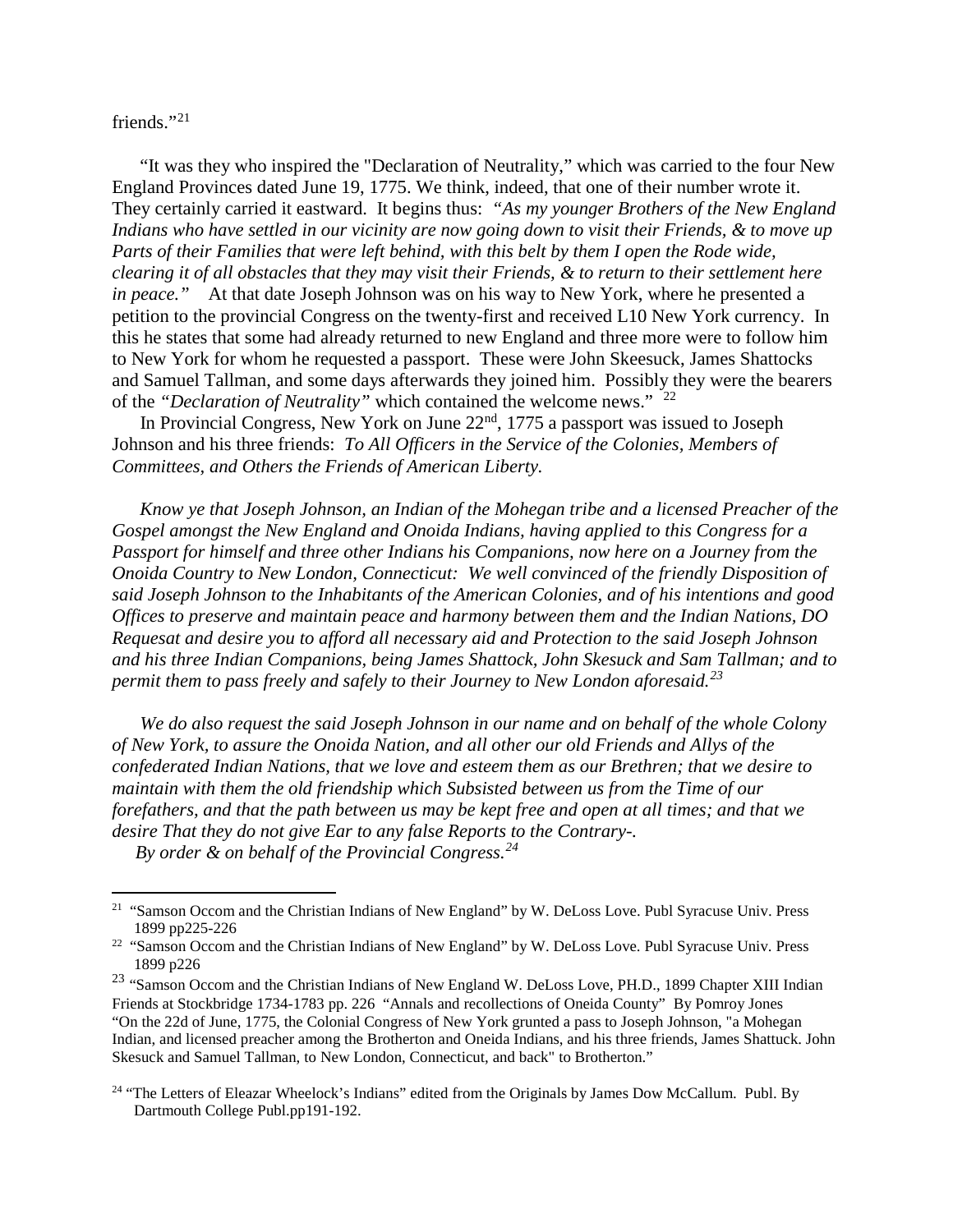friends."[21]

"It was they who inspired the "Declaration of Neutrality," which was carried to the four New England Provinces dated June 19, 1775. We think, indeed, that one of their number wrote it. They certainly carried it eastward. It begins thus: *"As my younger Brothers of the New England Indians who have settled in our vicinity are now going down to visit their Friends, & to move up Parts of their Families that were left behind, with this belt by them I open the Rode wide, clearing it of all obstacles that they may visit their Friends, & to return to their settlement here in peace."* At that date Joseph Johnson was on his way to New York, where he presented a petition to the provincial Congress on the twenty-first and received L10 New York currency. In this he states that some had already returned to new England and three more were to follow him to New York for whom he requested a passport. These were John Skeesuck, James Shattocks and Samuel Tallman, and some days afterwards they joined him. Possibly they were the bearers of the *"Declaration of Neutrality"* which contained the welcome news." [22]

In Provincial Congress, New York on June 22nd, 1775 a passport was issued to Joseph Johnson and his three friends: *To All Officers in the Service of the Colonies, Members of Committees, and Others the Friends of American Liberty.*

*Know ye that Joseph Johnson, an Indian of the Mohegan tribe and a licensed Preacher of the Gospel amongst the New England and Onoida Indians, having applied to this Congress for a Passport for himself and three other Indians his Companions, now here on a Journey from the Onoida Country to New London, Connecticut: We well convinced of the friendly Disposition of said Joseph Johnson to the Inhabitants of the American Colonies, and of his intentions and good Offices to preserve and maintain peace and harmony between them and the Indian Nations, DO Requesat and desire you to afford all necessary aid and Protection to the said Joseph Johnson and his three Indian Companions, being James Shattock, John Skesuck and Sam Tallman; and to permit them to pass freely and safely to their Journey to New London aforesaid.*[23]

*We do also request the said Joseph Johnson in our name and on behalf of the whole Colony of New York, to assure the Onoida Nation, and all other our old Friends and Allys of the confederated Indian Nations, that we love and esteem them as our Brethren; that we desire to maintain with them the old friendship which Subsisted between us from the Time of our forefathers, and that the path between us may be kept free and open at all times; and that we desire That they do not give Ear to any false Reports to the Contrary-.*
*By order & on behalf of the Provincial Congress.*[24]

---

[21] "Samson Occom and the Christian Indians of New England" by W. DeLoss Love. Publ Syracuse Univ. Press 1899 pp225-226

[22] "Samson Occom and the Christian Indians of New England" by W. DeLoss Love. Publ Syracuse Univ. Press 1899 p226

[23] "Samson Occom and the Christian Indians of New England W. DeLoss Love, PH.D., 1899 Chapter XIII Indian Friends at Stockbridge 1734-1783 pp. 226 "Annals and recollections of Oneida County" By Pomroy Jones "On the 22d of June, 1775, the Colonial Congress of New York grunted a pass to Joseph Johnson, "a Mohegan Indian, and licensed preacher among the Brotherton and Oneida Indians, and his three friends, James Shattuck. John Skesuck and Samuel Tallman, to New London, Connecticut, and back" to Brotherton."

[24] "The Letters of Eleazar Wheelock's Indians" edited from the Originals by James Dow McCallum. Publ. By Dartmouth College Publ.pp191-192.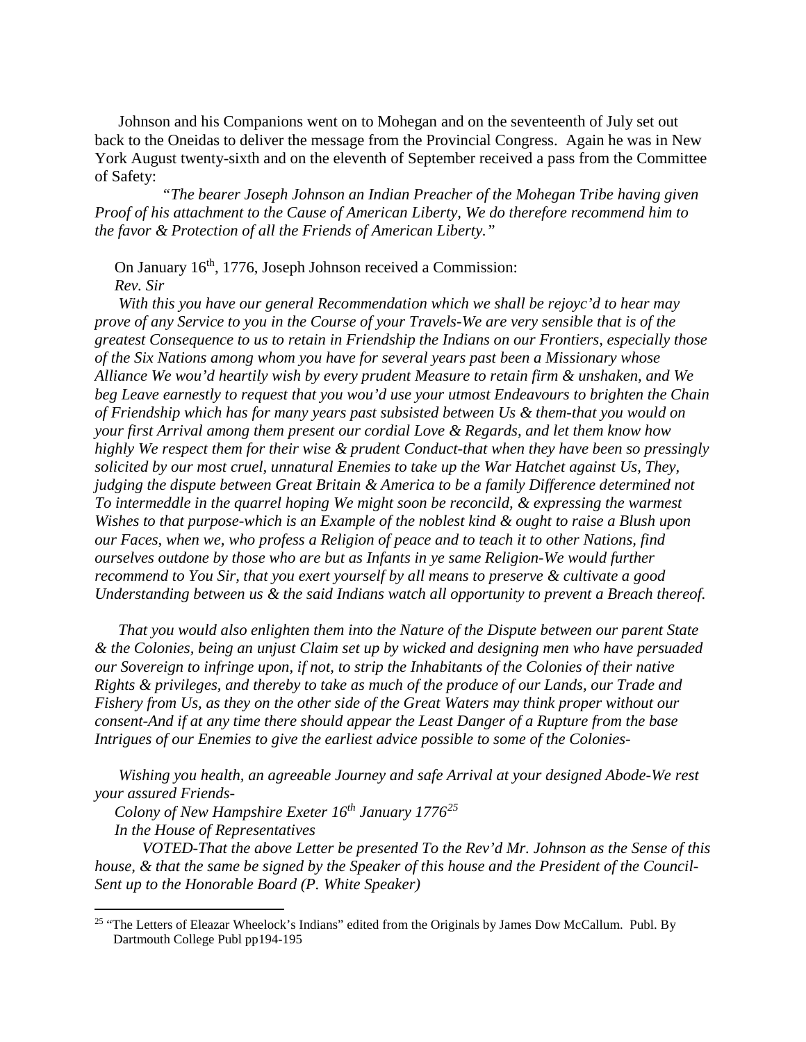Johnson and his Companions went on to Mohegan and on the seventeenth of July set out back to the Oneidas to deliver the message from the Provincial Congress. Again he was in New York August twenty-sixth and on the eleventh of September received a pass from the Committee of Safety:

*"The bearer Joseph Johnson an Indian Preacher of the Mohegan Tribe having given Proof of his attachment to the Cause of American Liberty, We do therefore recommend him to the favor & Protection of all the Friends of American Liberty."*

On January 16th, 1776, Joseph Johnson received a Commission:

*Rev. Sir*

*With this you have our general Recommendation which we shall be rejoyc'd to hear may prove of any Service to you in the Course of your Travels-We are very sensible that is of the greatest Consequence to us to retain in Friendship the Indians on our Frontiers, especially those of the Six Nations among whom you have for several years past been a Missionary whose Alliance We wou'd heartily wish by every prudent Measure to retain firm & unshaken, and We beg Leave earnestly to request that you wou'd use your utmost Endeavours to brighten the Chain of Friendship which has for many years past subsisted between Us & them-that you would on your first Arrival among them present our cordial Love & Regards, and let them know how highly We respect them for their wise & prudent Conduct-that when they have been so pressingly solicited by our most cruel, unnatural Enemies to take up the War Hatchet against Us, They, judging the dispute between Great Britain & America to be a family Difference determined not To intermeddle in the quarrel hoping We might soon be reconcild, & expressing the warmest Wishes to that purpose-which is an Example of the noblest kind & ought to raise a Blush upon our Faces, when we, who profess a Religion of peace and to teach it to other Nations, find ourselves outdone by those who are but as Infants in ye same Religion-We would further recommend to You Sir, that you exert yourself by all means to preserve & cultivate a good Understanding between us & the said Indians watch all opportunity to prevent a Breach thereof.*

*That you would also enlighten them into the Nature of the Dispute between our parent State & the Colonies, being an unjust Claim set up by wicked and designing men who have persuaded our Sovereign to infringe upon, if not, to strip the Inhabitants of the Colonies of their native Rights & privileges, and thereby to take as much of the produce of our Lands, our Trade and Fishery from Us, as they on the other side of the Great Waters may think proper without our consent-And if at any time there should appear the Least Danger of a Rupture from the base Intrigues of our Enemies to give the earliest advice possible to some of the Colonies-*

*Wishing you health, an agreeable Journey and safe Arrival at your designed Abode-We rest your assured Friends-*

*Colony of New Hampshire Exeter 16th January 1776*[25]

*In the House of Representatives*

*VOTED-That the above Letter be presented To the Rev'd Mr. Johnson as the Sense of this house, & that the same be signed by the Speaker of this house and the President of the Council-Sent up to the Honorable Board (P. White Speaker)*

---

[25] "The Letters of Eleazar Wheelock's Indians" edited from the Originals by James Dow McCallum. Publ. By Dartmouth College Publ pp194-195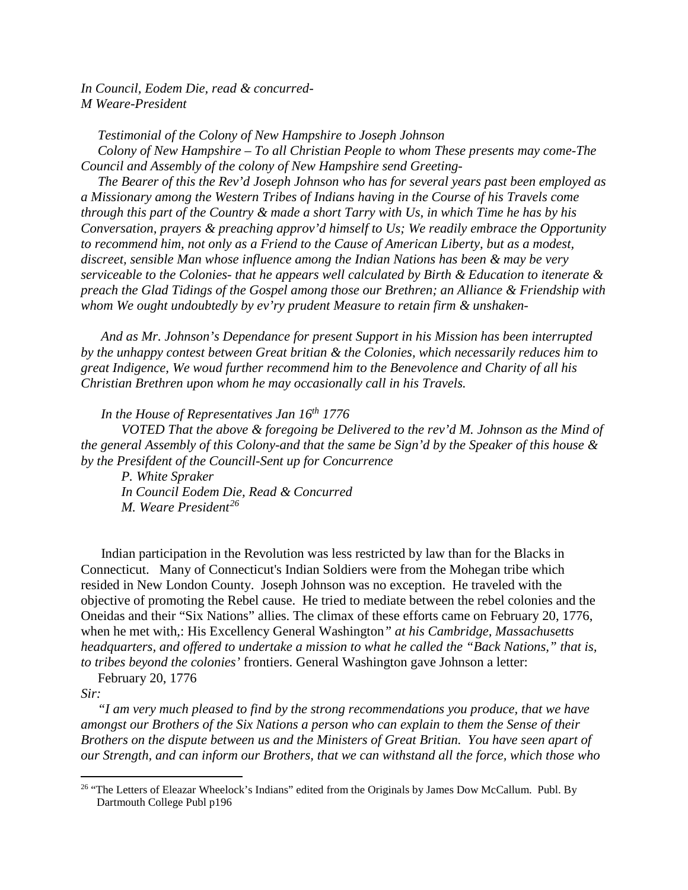*In Council, Eodem Die, read & concurred-*
*M Weare-President*

*Testimonial of the Colony of New Hampshire to Joseph Johnson*

*Colony of New Hampshire – To all Christian People to whom These presents may come-The Council and Assembly of the colony of New Hampshire send Greeting-*

*The Bearer of this the Rev'd Joseph Johnson who has for several years past been employed as a Missionary among the Western Tribes of Indians having in the Course of his Travels come through this part of the Country & made a short Tarry with Us, in which Time he has by his Conversation, prayers & preaching approv'd himself to Us; We readily embrace the Opportunity to recommend him, not only as a Friend to the Cause of American Liberty, but as a modest, discreet, sensible Man whose influence among the Indian Nations has been & may be very serviceable to the Colonies- that he appears well calculated by Birth & Education to itenerate & preach the Glad Tidings of the Gospel among those our Brethren; an Alliance & Friendship with whom We ought undoubtedly by ev'ry prudent Measure to retain firm & unshaken-*

*And as Mr. Johnson's Dependance for present Support in his Mission has been interrupted by the unhappy contest between Great britian & the Colonies, which necessarily reduces him to great Indigence, We woud further recommend him to the Benevolence and Charity of all his Christian Brethren upon whom he may occasionally call in his Travels.*

*In the House of Representatives Jan 16th 1776*

*VOTED That the above & foregoing be Delivered to the rev'd M. Johnson as the Mind of the general Assembly of this Colony-and that the same be Sign'd by the Speaker of this house & by the Presifdent of the Councill-Sent up for Concurrence*

*P. White Spraker*
*In Council Eodem Die, Read & Concurred*
*M. Weare President*[26]

Indian participation in the Revolution was less restricted by law than for the Blacks in Connecticut. Many of Connecticut's Indian Soldiers were from the Mohegan tribe which resided in New London County. Joseph Johnson was no exception. He traveled with the objective of promoting the Rebel cause. He tried to mediate between the rebel colonies and the Oneidas and their "Six Nations" allies. The climax of these efforts came on February 20, 1776, when he met with,: His Excellency General Washington*" at his Cambridge, Massachusetts headquarters, and offered to undertake a mission to what he called the "Back Nations," that is, to tribes beyond the colonies'* frontiers. General Washington gave Johnson a letter:

February 20, 1776

*Sir:*

*"I am very much pleased to find by the strong recommendations you produce, that we have amongst our Brothers of the Six Nations a person who can explain to them the Sense of their Brothers on the dispute between us and the Ministers of Great Britian. You have seen apart of our Strength, and can inform our Brothers, that we can withstand all the force, which those who*

[26] "The Letters of Eleazar Wheelock's Indians" edited from the Originals by James Dow McCallum. Publ. By Dartmouth College Publ p196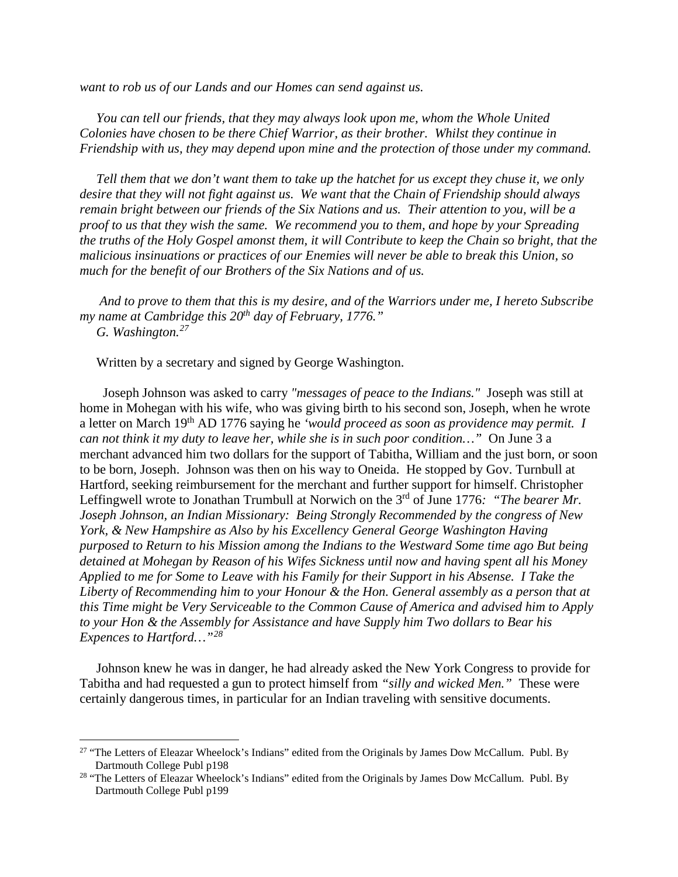*want to rob us of our Lands and our Homes can send against us.*

*You can tell our friends, that they may always look upon me, whom the Whole United Colonies have chosen to be there Chief Warrior, as their brother. Whilst they continue in Friendship with us, they may depend upon mine and the protection of those under my command.*

*Tell them that we don't want them to take up the hatchet for us except they chuse it, we only desire that they will not fight against us. We want that the Chain of Friendship should always remain bright between our friends of the Six Nations and us. Their attention to you, will be a proof to us that they wish the same. We recommend you to them, and hope by your Spreading the truths of the Holy Gospel amonst them, it will Contribute to keep the Chain so bright, that the malicious insinuations or practices of our Enemies will never be able to break this Union, so much for the benefit of our Brothers of the Six Nations and of us.*

*And to prove to them that this is my desire, and of the Warriors under me, I hereto Subscribe my name at Cambridge this 20th day of February, 1776."*
*G. Washington.*[27]

Written by a secretary and signed by George Washington.

Joseph Johnson was asked to carry *"messages of peace to the Indians."* Joseph was still at home in Mohegan with his wife, who was giving birth to his second son, Joseph, when he wrote a letter on March 19th AD 1776 saying he *'would proceed as soon as providence may permit. I can not think it my duty to leave her, while she is in such poor condition…"* On June 3 a merchant advanced him two dollars for the support of Tabitha, William and the just born, or soon to be born, Joseph. Johnson was then on his way to Oneida. He stopped by Gov. Turnbull at Hartford, seeking reimbursement for the merchant and further support for himself. Christopher Leffingwell wrote to Jonathan Trumbull at Norwich on the 3rd of June 1776*: "The bearer Mr. Joseph Johnson, an Indian Missionary: Being Strongly Recommended by the congress of New York, & New Hampshire as Also by his Excellency General George Washington Having purposed to Return to his Mission among the Indians to the Westward Some time ago But being detained at Mohegan by Reason of his Wifes Sickness until now and having spent all his Money Applied to me for Some to Leave with his Family for their Support in his Absense. I Take the Liberty of Recommending him to your Honour & the Hon. General assembly as a person that at this Time might be Very Serviceable to the Common Cause of America and advised him to Apply to your Hon & the Assembly for Assistance and have Supply him Two dollars to Bear his Expences to Hartford…"*[28]

Johnson knew he was in danger, he had already asked the New York Congress to provide for Tabitha and had requested a gun to protect himself from *"silly and wicked Men."* These were certainly dangerous times, in particular for an Indian traveling with sensitive documents.

---

[27] "The Letters of Eleazar Wheelock's Indians" edited from the Originals by James Dow McCallum. Publ. By Dartmouth College Publ p198

[28] "The Letters of Eleazar Wheelock's Indians" edited from the Originals by James Dow McCallum. Publ. By Dartmouth College Publ p199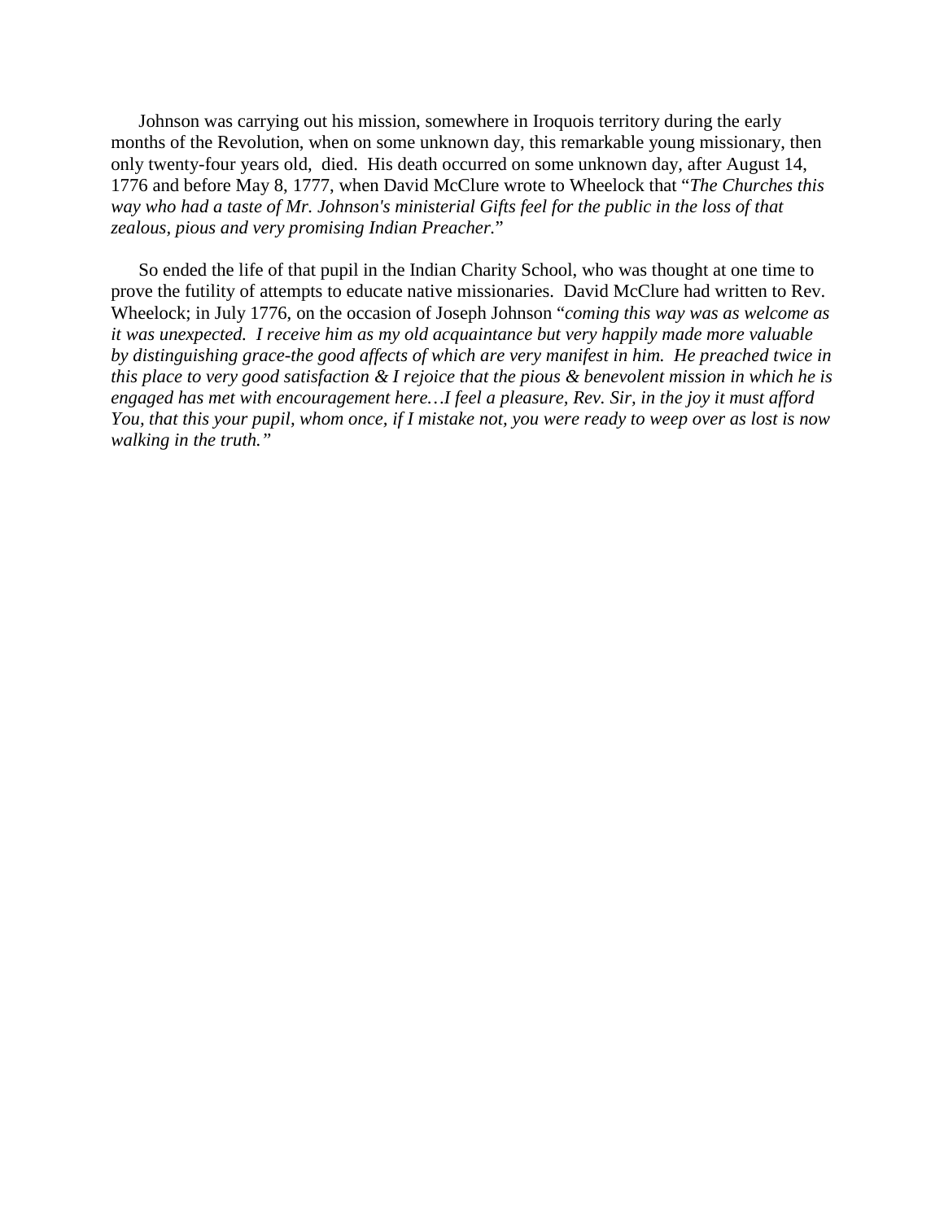Johnson was carrying out his mission, somewhere in Iroquois territory during the early months of the Revolution, when on some unknown day, this remarkable young missionary, then only twenty-four years old, died. His death occurred on some unknown day, after August 14, 1776 and before May 8, 1777, when David McClure wrote to Wheelock that "*The Churches this way who had a taste of Mr. Johnson's ministerial Gifts feel for the public in the loss of that zealous, pious and very promising Indian Preacher.*"

So ended the life of that pupil in the Indian Charity School, who was thought at one time to prove the futility of attempts to educate native missionaries. David McClure had written to Rev. Wheelock; in July 1776, on the occasion of Joseph Johnson "*coming this way was as welcome as it was unexpected. I receive him as my old acquaintance but very happily made more valuable by distinguishing grace-the good affects of which are very manifest in him. He preached twice in this place to very good satisfaction & I rejoice that the pious & benevolent mission in which he is engaged has met with encouragement here…I feel a pleasure, Rev. Sir, in the joy it must afford You, that this your pupil, whom once, if I mistake not, you were ready to weep over as lost is now walking in the truth."*